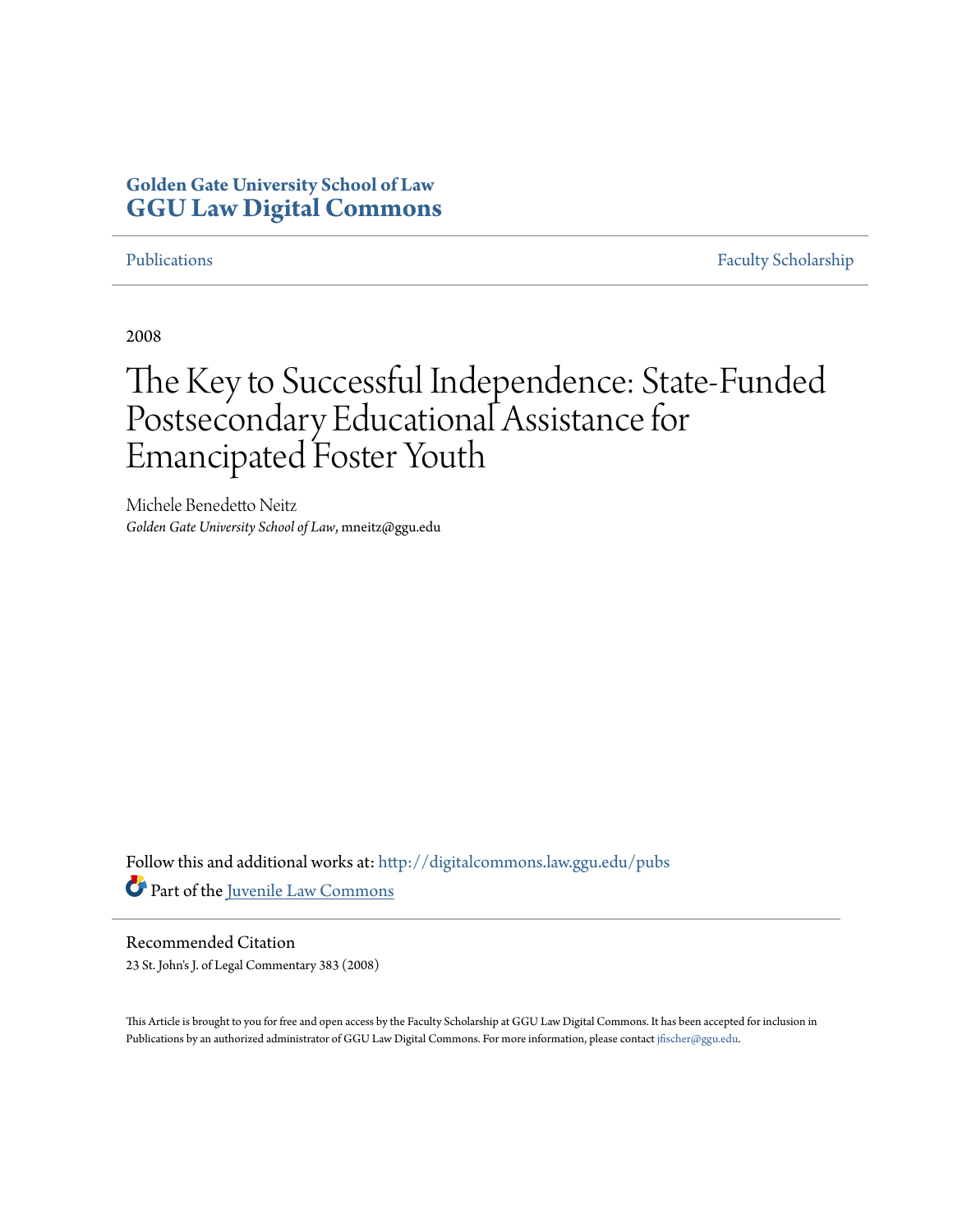**Golden Gate University School of Law**
**GGU Law Digital Commons**

Publications | Faculty Scholarship

2008

# The Key to Successful Independence: State-Funded Postsecondary Educational Assistance for Emancipated Foster Youth

Michele Benedetto Neitz
*Golden Gate University School of Law*, mneitz@ggu.edu

Follow this and additional works at: http://digitalcommons.law.ggu.edu/pubs

Part of the Juvenile Law Commons

## Recommended Citation

23 St. John's J. of Legal Commentary 383 (2008)

This Article is brought to you for free and open access by the Faculty Scholarship at GGU Law Digital Commons. It has been accepted for inclusion in Publications by an authorized administrator of GGU Law Digital Commons. For more information, please contact jfischer@ggu.edu.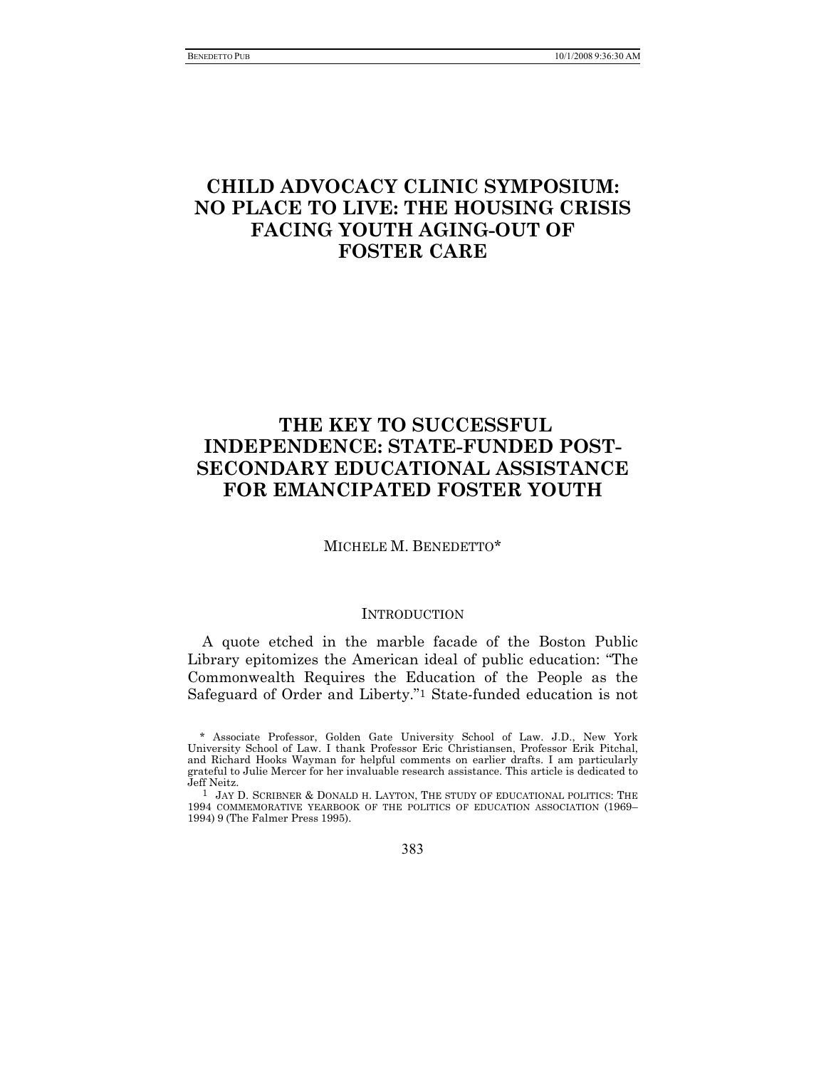# CHILD ADVOCACY CLINIC SYMPOSIUM: NO PLACE TO LIVE: THE HOUSING CRISIS FACING YOUTH AGING-OUT OF FOSTER CARE

# THE KEY TO SUCCESSFUL INDEPENDENCE: STATE-FUNDED POST-SECONDARY EDUCATIONAL ASSISTANCE FOR EMANCIPATED FOSTER YOUTH

MICHELE M. BENEDETTO*

## INTRODUCTION

A quote etched in the marble facade of the Boston Public Library epitomizes the American ideal of public education: "The Commonwealth Requires the Education of the People as the Safeguard of Order and Liberty."[1] State-funded education is not

---

\* Associate Professor, Golden Gate University School of Law. J.D., New York University School of Law. I thank Professor Eric Christiansen, Professor Erik Pitchal, and Richard Hooks Wayman for helpful comments on earlier drafts. I am particularly grateful to Julie Mercer for her invaluable research assistance. This article is dedicated to Jeff Neitz.

[1] JAY D. SCRIBNER & DONALD H. LAYTON, THE STUDY OF EDUCATIONAL POLITICS: THE 1994 COMMEMORATIVE YEARBOOK OF THE POLITICS OF EDUCATION ASSOCIATION (1969–1994) 9 (The Falmer Press 1995).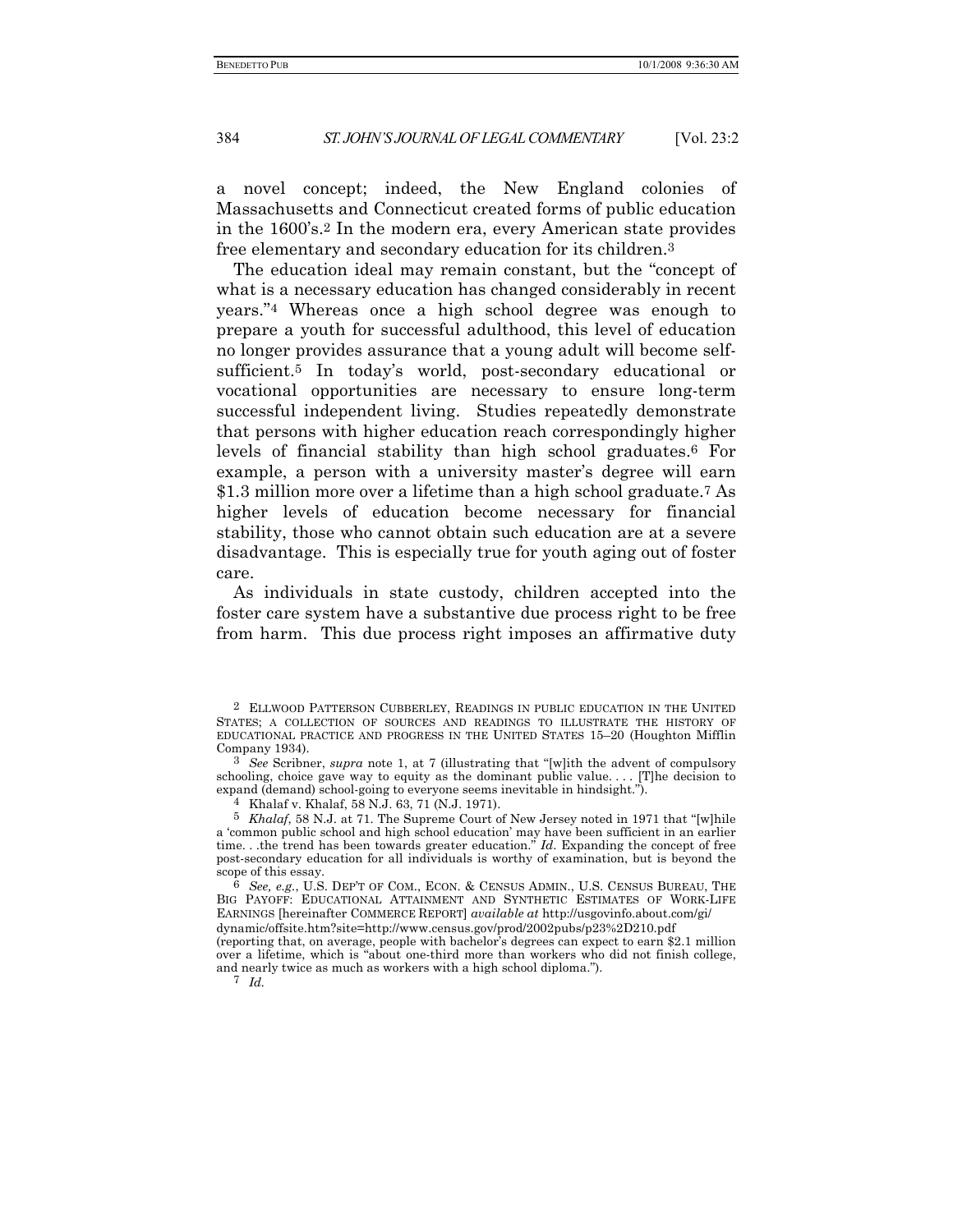a novel concept; indeed, the New England colonies of Massachusetts and Connecticut created forms of public education in the 1600's.[2] In the modern era, every American state provides free elementary and secondary education for its children.[3]

The education ideal may remain constant, but the "concept of what is a necessary education has changed considerably in recent years."[4] Whereas once a high school degree was enough to prepare a youth for successful adulthood, this level of education no longer provides assurance that a young adult will become self-sufficient.[5] In today's world, post-secondary educational or vocational opportunities are necessary to ensure long-term successful independent living. Studies repeatedly demonstrate that persons with higher education reach correspondingly higher levels of financial stability than high school graduates.[6] For example, a person with a university master's degree will earn $1.3 million more over a lifetime than a high school graduate.[7] As higher levels of education become necessary for financial stability, those who cannot obtain such education are at a severe disadvantage. This is especially true for youth aging out of foster care.

As individuals in state custody, children accepted into the foster care system have a substantive due process right to be free from harm. This due process right imposes an affirmative duty

---

[2] ELLWOOD PATTERSON CUBBERLEY, READINGS IN PUBLIC EDUCATION IN THE UNITED STATES; A COLLECTION OF SOURCES AND READINGS TO ILLUSTRATE THE HISTORY OF EDUCATIONAL PRACTICE AND PROGRESS IN THE UNITED STATES 15–20 (Houghton Mifflin Company 1934).

[3] *See* Scribner, *supra* note 1, at 7 (illustrating that "[w]ith the advent of compulsory schooling, choice gave way to equity as the dominant public value. . . . [T]he decision to expand (demand) school-going to everyone seems inevitable in hindsight.").

[4] Khalaf v. Khalaf, 58 N.J. 63, 71 (N.J. 1971).

[5] *Khalaf*, 58 N.J. at 71. The Supreme Court of New Jersey noted in 1971 that "[w]hile a 'common public school and high school education' may have been sufficient in an earlier time. . .the trend has been towards greater education." *Id.* Expanding the concept of free post-secondary education for all individuals is worthy of examination, but is beyond the scope of this essay.

[6] *See, e.g.*, U.S. DEP'T OF COM., ECON. & CENSUS ADMIN., U.S. CENSUS BUREAU, THE BIG PAYOFF: EDUCATIONAL ATTAINMENT AND SYNTHETIC ESTIMATES OF WORK-LIFE EARNINGS [hereinafter COMMERCE REPORT] *available at* http://usgovinfo.about.com/gi/dynamic/offsite.htm?site=http://www.census.gov/prod/2002pubs/p23%2D210.pdf (reporting that, on average, people with bachelor's degrees can expect to earn $2.1 million over a lifetime, which is "about one-third more than workers who did not finish college, and nearly twice as much as workers with a high school diploma.").

[7] *Id.*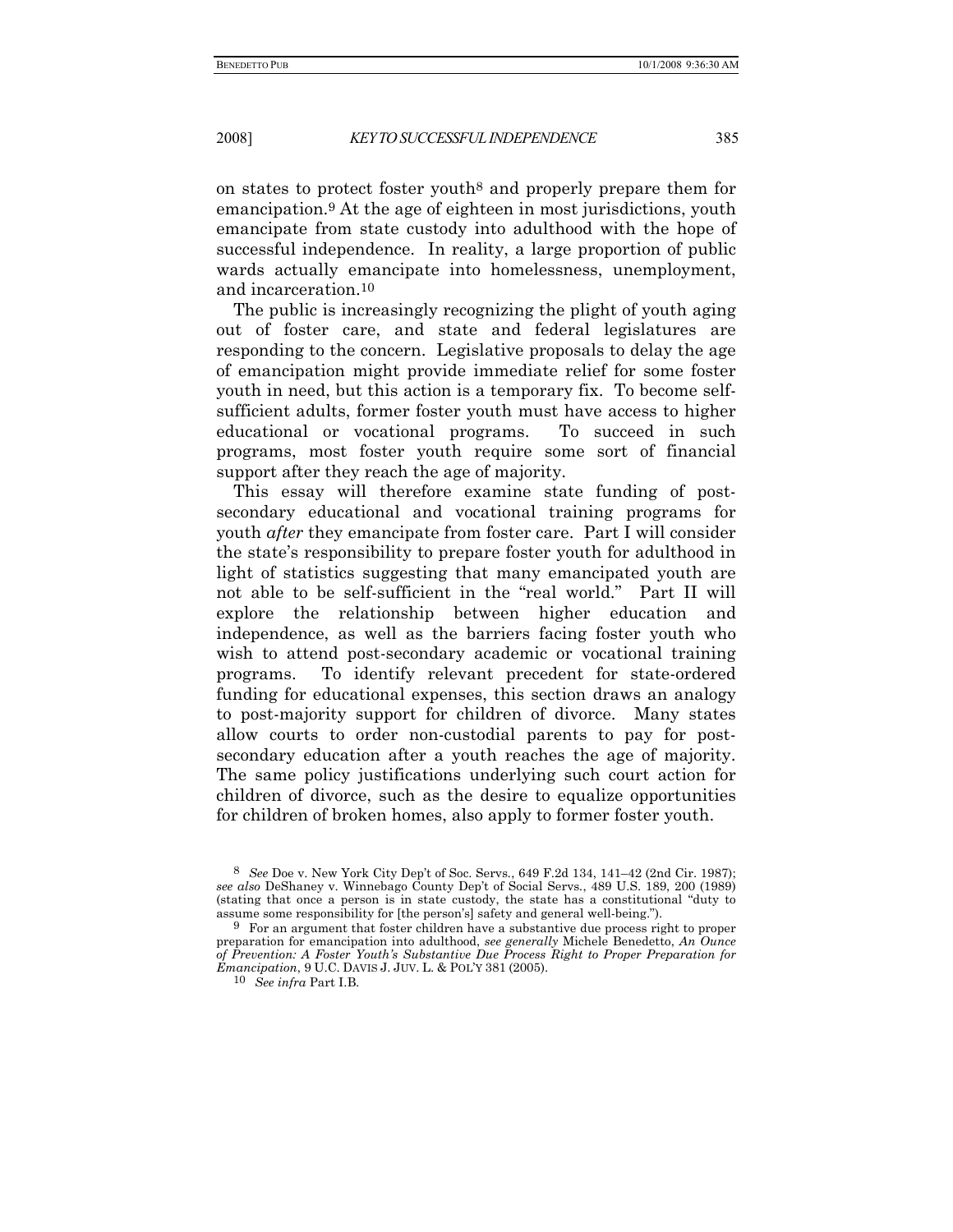on states to protect foster youth[8] and properly prepare them for emancipation.[9] At the age of eighteen in most jurisdictions, youth emancipate from state custody into adulthood with the hope of successful independence. In reality, a large proportion of public wards actually emancipate into homelessness, unemployment, and incarceration.[10]

The public is increasingly recognizing the plight of youth aging out of foster care, and state and federal legislatures are responding to the concern. Legislative proposals to delay the age of emancipation might provide immediate relief for some foster youth in need, but this action is a temporary fix. To become self-sufficient adults, former foster youth must have access to higher educational or vocational programs. To succeed in such programs, most foster youth require some sort of financial support after they reach the age of majority.

This essay will therefore examine state funding of post-secondary educational and vocational training programs for youth *after* they emancipate from foster care. Part I will consider the state's responsibility to prepare foster youth for adulthood in light of statistics suggesting that many emancipated youth are not able to be self-sufficient in the "real world." Part II will explore the relationship between higher education and independence, as well as the barriers facing foster youth who wish to attend post-secondary academic or vocational training programs. To identify relevant precedent for state-ordered funding for educational expenses, this section draws an analogy to post-majority support for children of divorce. Many states allow courts to order non-custodial parents to pay for post-secondary education after a youth reaches the age of majority. The same policy justifications underlying such court action for children of divorce, such as the desire to equalize opportunities for children of broken homes, also apply to former foster youth.

---

[8] *See* Doe v. New York City Dep't of Soc. Servs., 649 F.2d 134, 141–42 (2nd Cir. 1987); *see also* DeShaney v. Winnebago County Dep't of Social Servs., 489 U.S. 189, 200 (1989) (stating that once a person is in state custody, the state has a constitutional "duty to assume some responsibility for [the person's] safety and general well-being.").

[9] For an argument that foster children have a substantive due process right to proper preparation for emancipation into adulthood, *see generally* Michele Benedetto, *An Ounce of Prevention: A Foster Youth's Substantive Due Process Right to Proper Preparation for Emancipation*, 9 U.C. DAVIS J. JUV. L. & POL'Y 381 (2005).

[10] *See infra* Part I.B.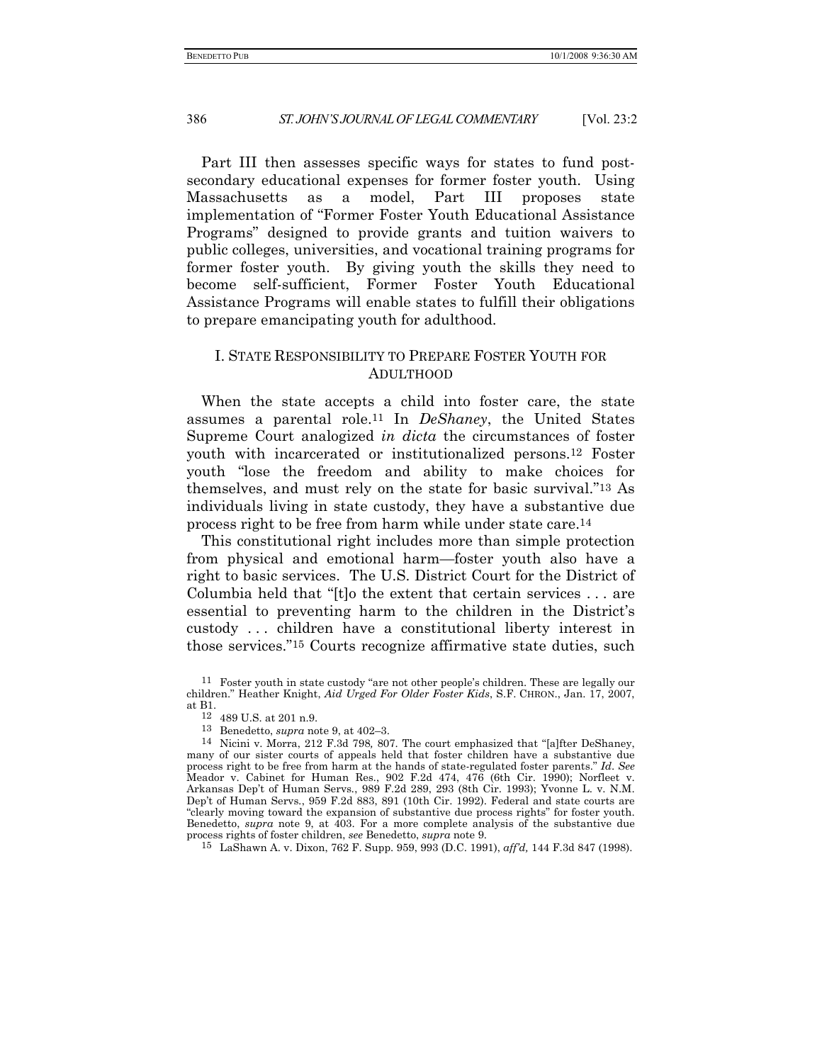Part III then assesses specific ways for states to fund post-secondary educational expenses for former foster youth. Using Massachusetts as a model, Part III proposes state implementation of "Former Foster Youth Educational Assistance Programs" designed to provide grants and tuition waivers to public colleges, universities, and vocational training programs for former foster youth. By giving youth the skills they need to become self-sufficient, Former Foster Youth Educational Assistance Programs will enable states to fulfill their obligations to prepare emancipating youth for adulthood.

## I. STATE RESPONSIBILITY TO PREPARE FOSTER YOUTH FOR ADULTHOOD

When the state accepts a child into foster care, the state assumes a parental role.[11] In *DeShaney*, the United States Supreme Court analogized *in dicta* the circumstances of foster youth with incarcerated or institutionalized persons.[12] Foster youth "lose the freedom and ability to make choices for themselves, and must rely on the state for basic survival."[13] As individuals living in state custody, they have a substantive due process right to be free from harm while under state care.[14]

This constitutional right includes more than simple protection from physical and emotional harm—foster youth also have a right to basic services. The U.S. District Court for the District of Columbia held that "[t]o the extent that certain services . . . are essential to preventing harm to the children in the District's custody . . . children have a constitutional liberty interest in those services."[15] Courts recognize affirmative state duties, such

---

[11] Foster youth in state custody "are not other people's children. These are legally our children." Heather Knight, *Aid Urged For Older Foster Kids*, S.F. CHRON., Jan. 17, 2007, at B1.

[12] 489 U.S. at 201 n.9.

[13] Benedetto, *supra* note 9, at 402–3.

[14] Nicini v. Morra, 212 F.3d 798, 807. The court emphasized that "[a]fter DeShaney, many of our sister courts of appeals held that foster children have a substantive due process right to be free from harm at the hands of state-regulated foster parents." *Id*. *See* Meador v. Cabinet for Human Res., 902 F.2d 474, 476 (6th Cir. 1990); Norfleet v. Arkansas Dep't of Human Servs., 989 F.2d 289, 293 (8th Cir. 1993); Yvonne L. v. N.M. Dep't of Human Servs., 959 F.2d 883, 891 (10th Cir. 1992). Federal and state courts are "clearly moving toward the expansion of substantive due process rights" for foster youth. Benedetto, *supra* note 9, at 403. For a more complete analysis of the substantive due process rights of foster children, *see* Benedetto, *supra* note 9.

[15] LaShawn A. v. Dixon, 762 F. Supp. 959, 993 (D.C. 1991), *aff'd,* 144 F.3d 847 (1998).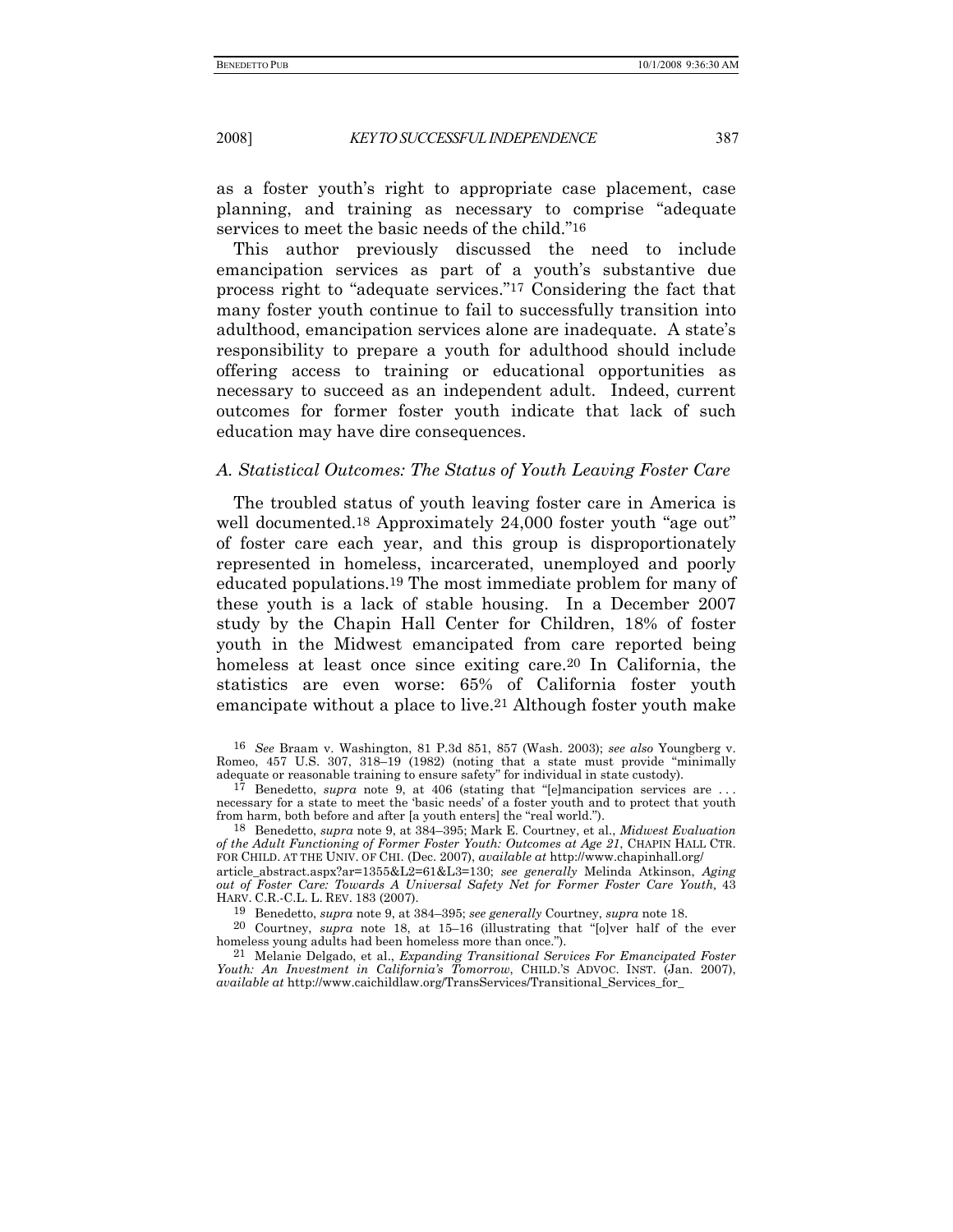as a foster youth's right to appropriate case placement, case planning, and training as necessary to comprise "adequate services to meet the basic needs of the child."[16]

This author previously discussed the need to include emancipation services as part of a youth's substantive due process right to "adequate services."[17] Considering the fact that many foster youth continue to fail to successfully transition into adulthood, emancipation services alone are inadequate. A state's responsibility to prepare a youth for adulthood should include offering access to training or educational opportunities as necessary to succeed as an independent adult. Indeed, current outcomes for former foster youth indicate that lack of such education may have dire consequences.

### *A. Statistical Outcomes: The Status of Youth Leaving Foster Care*

The troubled status of youth leaving foster care in America is well documented.[18] Approximately 24,000 foster youth "age out" of foster care each year, and this group is disproportionately represented in homeless, incarcerated, unemployed and poorly educated populations.[19] The most immediate problem for many of these youth is a lack of stable housing. In a December 2007 study by the Chapin Hall Center for Children, 18% of foster youth in the Midwest emancipated from care reported being homeless at least once since exiting care.[20] In California, the statistics are even worse: 65% of California foster youth emancipate without a place to live.[21] Although foster youth make

---

[16] *See* Braam v. Washington, 81 P.3d 851, 857 (Wash. 2003); *see also* Youngberg v. Romeo, 457 U.S. 307, 318–19 (1982) (noting that a state must provide "minimally adequate or reasonable training to ensure safety" for individual in state custody).

[17] Benedetto, *supra* note 9, at 406 (stating that "[e]mancipation services are . . . necessary for a state to meet the 'basic needs' of a foster youth and to protect that youth from harm, both before and after [a youth enters] the "real world.").

[18] Benedetto, *supra* note 9, at 384–395; Mark E. Courtney, et al., *Midwest Evaluation of the Adult Functioning of Former Foster Youth: Outcomes at Age 21*, CHAPIN HALL CTR. FOR CHILD. AT THE UNIV. OF CHI. (Dec. 2007), *available at* http://www.chapinhall.org/article_abstract.aspx?ar=1355&L2=61&L3=130; *see generally* Melinda Atkinson, *Aging out of Foster Care: Towards A Universal Safety Net for Former Foster Care Youth,* 43 HARV. C.R.-C.L. L. REV. 183 (2007).

[19] Benedetto, *supra* note 9, at 384–395; *see generally* Courtney, *supra* note 18.

[20] Courtney, *supra* note 18, at 15–16 (illustrating that "[o]ver half of the ever homeless young adults had been homeless more than once.").

[21] Melanie Delgado, et al., *Expanding Transitional Services For Emancipated Foster Youth: An Investment in California's Tomorrow*, CHILD.'S ADVOC. INST. (Jan. 2007), *available at* http://www.caichildlaw.org/TransServices/Transitional_Services_for_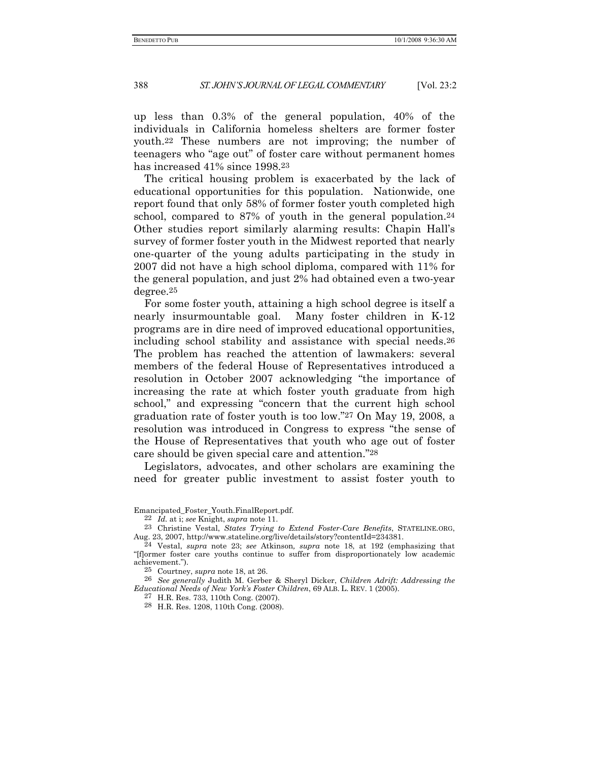up less than 0.3% of the general population, 40% of the individuals in California homeless shelters are former foster youth.[22] These numbers are not improving; the number of teenagers who "age out" of foster care without permanent homes has increased 41% since 1998.[23]

The critical housing problem is exacerbated by the lack of educational opportunities for this population. Nationwide, one report found that only 58% of former foster youth completed high school, compared to 87% of youth in the general population.[24] Other studies report similarly alarming results: Chapin Hall's survey of former foster youth in the Midwest reported that nearly one-quarter of the young adults participating in the study in 2007 did not have a high school diploma, compared with 11% for the general population, and just 2% had obtained even a two-year degree.[25]

For some foster youth, attaining a high school degree is itself a nearly insurmountable goal. Many foster children in K-12 programs are in dire need of improved educational opportunities, including school stability and assistance with special needs.[26] The problem has reached the attention of lawmakers: several members of the federal House of Representatives introduced a resolution in October 2007 acknowledging "the importance of increasing the rate at which foster youth graduate from high school," and expressing "concern that the current high school graduation rate of foster youth is too low."[27] On May 19, 2008, a resolution was introduced in Congress to express "the sense of the House of Representatives that youth who age out of foster care should be given special care and attention."[28]

Legislators, advocates, and other scholars are examining the need for greater public investment to assist foster youth to

---

Emancipated_Foster_Youth.FinalReport.pdf.

[22] *Id.* at i; *see* Knight, *supra* note 11.

[23] Christine Vestal, *States Trying to Extend Foster-Care Benefits*, STATELINE.ORG, Aug. 23, 2007, http://www.stateline.org/live/details/story?contentId=234381.

[24] Vestal, *supra* note 23; *see* Atkinson, *supra* note 18, at 192 (emphasizing that "[f]ormer foster care youths continue to suffer from disproportionately low academic achievement.").

[25] Courtney, *supra* note 18, at 26.

[26] *See generally* Judith M. Gerber & Sheryl Dicker, *Children Adrift: Addressing the Educational Needs of New York's Foster Children*, 69 ALB. L. REV. 1 (2005).

[27] H.R. Res. 733, 110th Cong. (2007).

[28] H.R. Res. 1208, 110th Cong. (2008).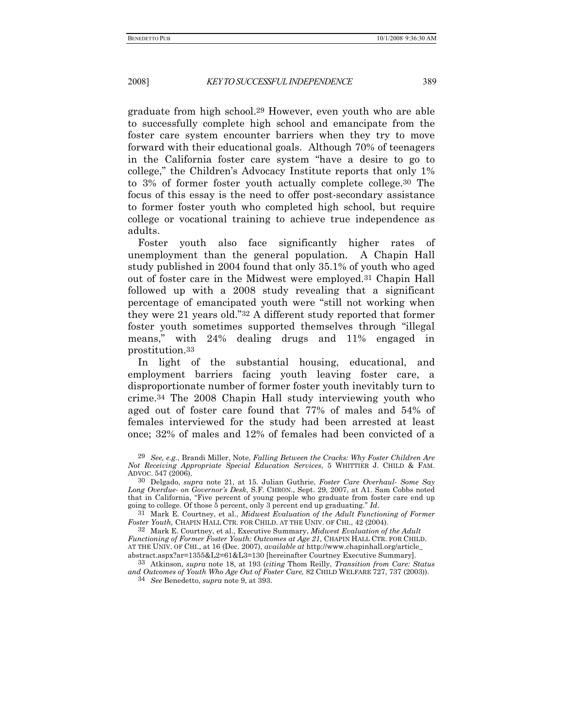graduate from high school.[29] However, even youth who are able to successfully complete high school and emancipate from the foster care system encounter barriers when they try to move forward with their educational goals. Although 70% of teenagers in the California foster care system "have a desire to go to college," the Children's Advocacy Institute reports that only 1% to 3% of former foster youth actually complete college.[30] The focus of this essay is the need to offer post-secondary assistance to former foster youth who completed high school, but require college or vocational training to achieve true independence as adults.

Foster youth also face significantly higher rates of unemployment than the general population. A Chapin Hall study published in 2004 found that only 35.1% of youth who aged out of foster care in the Midwest were employed.[31] Chapin Hall followed up with a 2008 study revealing that a significant percentage of emancipated youth were "still not working when they were 21 years old."[32] A different study reported that former foster youth sometimes supported themselves through "illegal means," with 24% dealing drugs and 11% engaged in prostitution.[33]

In light of the substantial housing, educational, and employment barriers facing youth leaving foster care, a disproportionate number of former foster youth inevitably turn to crime.[34] The 2008 Chapin Hall study interviewing youth who aged out of foster care found that 77% of males and 54% of females interviewed for the study had been arrested at least once; 32% of males and 12% of females had been convicted of a

---

[29] *See, e.g.*, Brandi Miller, Note, *Falling Between the Cracks: Why Foster Children Are Not Receiving Appropriate Special Education Services*, 5 WHITTIER J. CHILD & FAM. ADVOC. 547 (2006).

[30] Delgado, *supra* note 21, at 15. Julian Guthrie, *Foster Care Overhaul- Some Say Long Overdue- on Governor's Desk*, S.F. CHRON., Sept. 29, 2007, at A1. Sam Cobbs noted that in California, "Five percent of young people who graduate from foster care end up going to college. Of those 5 percent, only 3 percent end up graduating." *Id*.

[31] Mark E. Courtney, et al., *Midwest Evaluation of the Adult Functioning of Former Foster Youth,* CHAPIN HALL CTR. FOR CHILD. AT THE UNIV. OF CHI., 42 (2004).

[32] Mark E. Courtney, et al., Executive Summary, *Midwest Evaluation of the Adult Functioning of Former Foster Youth: Outcomes at Age 21*, CHAPIN HALL CTR. FOR CHILD. AT THE UNIV. OF CHI., at 16 (Dec. 2007), *available at* http://www.chapinhall.org/article_abstract.aspx?ar=1355&L2=61&L3=130 [hereinafter Courtney Executive Summary].

[33] Atkinson, *supra* note 18, at 193 (*citing* Thom Reilly, *Transition from Care: Status and Outcomes of Youth Who Age Out of Foster Care,* 82 CHILD WELFARE 727, 737 (2003)).

[34] *See* Benedetto, *supra* note 9, at 393.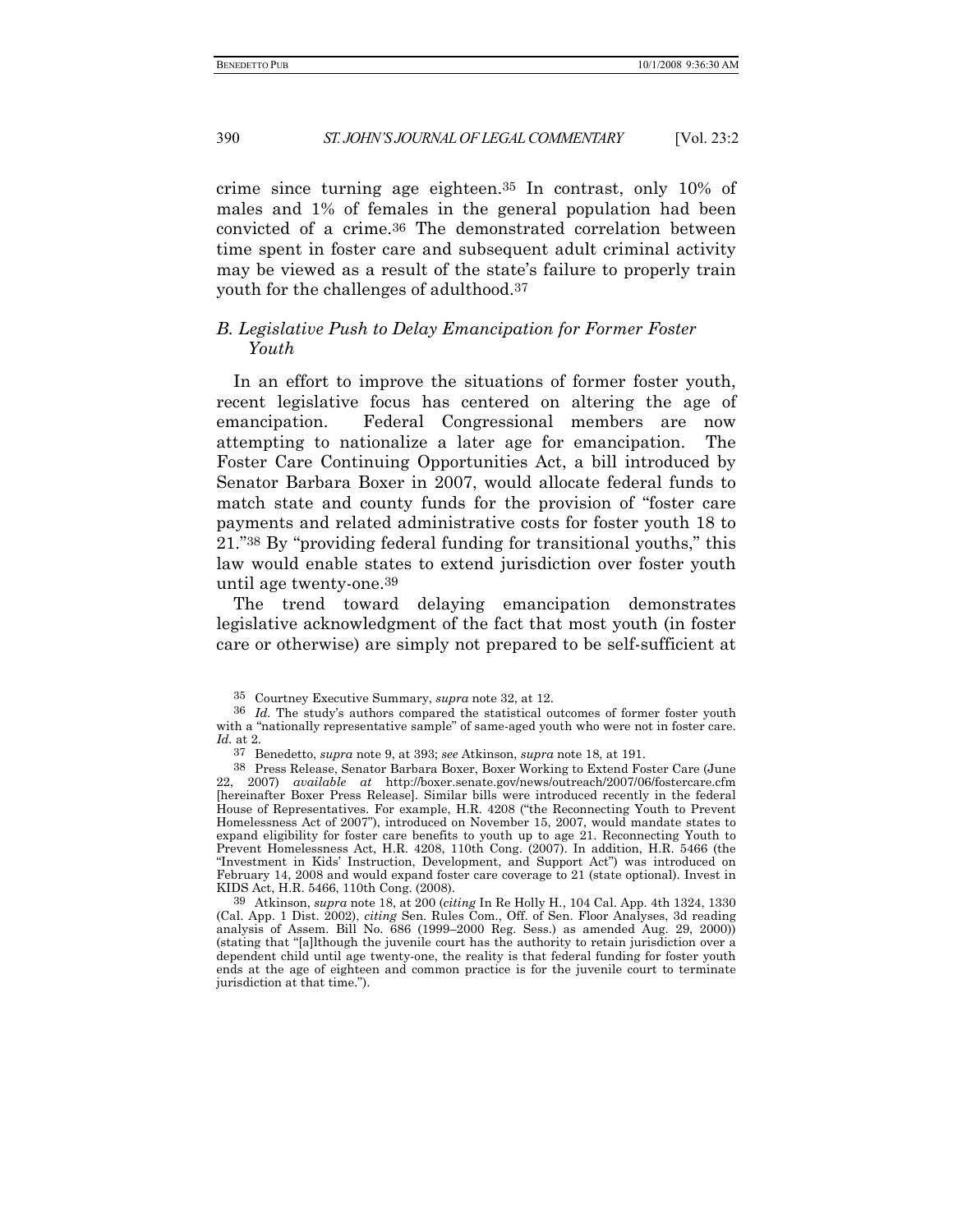crime since turning age eighteen.[35] In contrast, only 10% of males and 1% of females in the general population had been convicted of a crime.[36] The demonstrated correlation between time spent in foster care and subsequent adult criminal activity may be viewed as a result of the state's failure to properly train youth for the challenges of adulthood.[37]

### *B. Legislative Push to Delay Emancipation for Former Foster Youth*

In an effort to improve the situations of former foster youth, recent legislative focus has centered on altering the age of emancipation. Federal Congressional members are now attempting to nationalize a later age for emancipation. The Foster Care Continuing Opportunities Act, a bill introduced by Senator Barbara Boxer in 2007, would allocate federal funds to match state and county funds for the provision of "foster care payments and related administrative costs for foster youth 18 to 21."[38] By "providing federal funding for transitional youths," this law would enable states to extend jurisdiction over foster youth until age twenty-one.[39]

The trend toward delaying emancipation demonstrates legislative acknowledgment of the fact that most youth (in foster care or otherwise) are simply not prepared to be self-sufficient at

---

[35] Courtney Executive Summary, *supra* note 32, at 12.

[36] *Id.* The study's authors compared the statistical outcomes of former foster youth with a "nationally representative sample" of same-aged youth who were not in foster care. *Id.* at 2.

[37] Benedetto, *supra* note 9, at 393; *see* Atkinson, *supra* note 18, at 191.

[38] Press Release, Senator Barbara Boxer, Boxer Working to Extend Foster Care (June 22, 2007) *available at* http://boxer.senate.gov/news/outreach/2007/06/fostercare.cfm [hereinafter Boxer Press Release]. Similar bills were introduced recently in the federal House of Representatives. For example, H.R. 4208 ("the Reconnecting Youth to Prevent Homelessness Act of 2007"), introduced on November 15, 2007, would mandate states to expand eligibility for foster care benefits to youth up to age 21. Reconnecting Youth to Prevent Homelessness Act, H.R. 4208, 110th Cong. (2007). In addition, H.R. 5466 (the "Investment in Kids' Instruction, Development, and Support Act") was introduced on February 14, 2008 and would expand foster care coverage to 21 (state optional). Invest in KIDS Act, H.R. 5466, 110th Cong. (2008).

[39] Atkinson, *supra* note 18, at 200 (*citing* In Re Holly H., 104 Cal. App. 4th 1324, 1330 (Cal. App. 1 Dist. 2002), *citing* Sen. Rules Com., Off. of Sen. Floor Analyses, 3d reading analysis of Assem. Bill No. 686 (1999–2000 Reg. Sess.) as amended Aug. 29, 2000)) (stating that "[a]lthough the juvenile court has the authority to retain jurisdiction over a dependent child until age twenty-one, the reality is that federal funding for foster youth ends at the age of eighteen and common practice is for the juvenile court to terminate jurisdiction at that time.").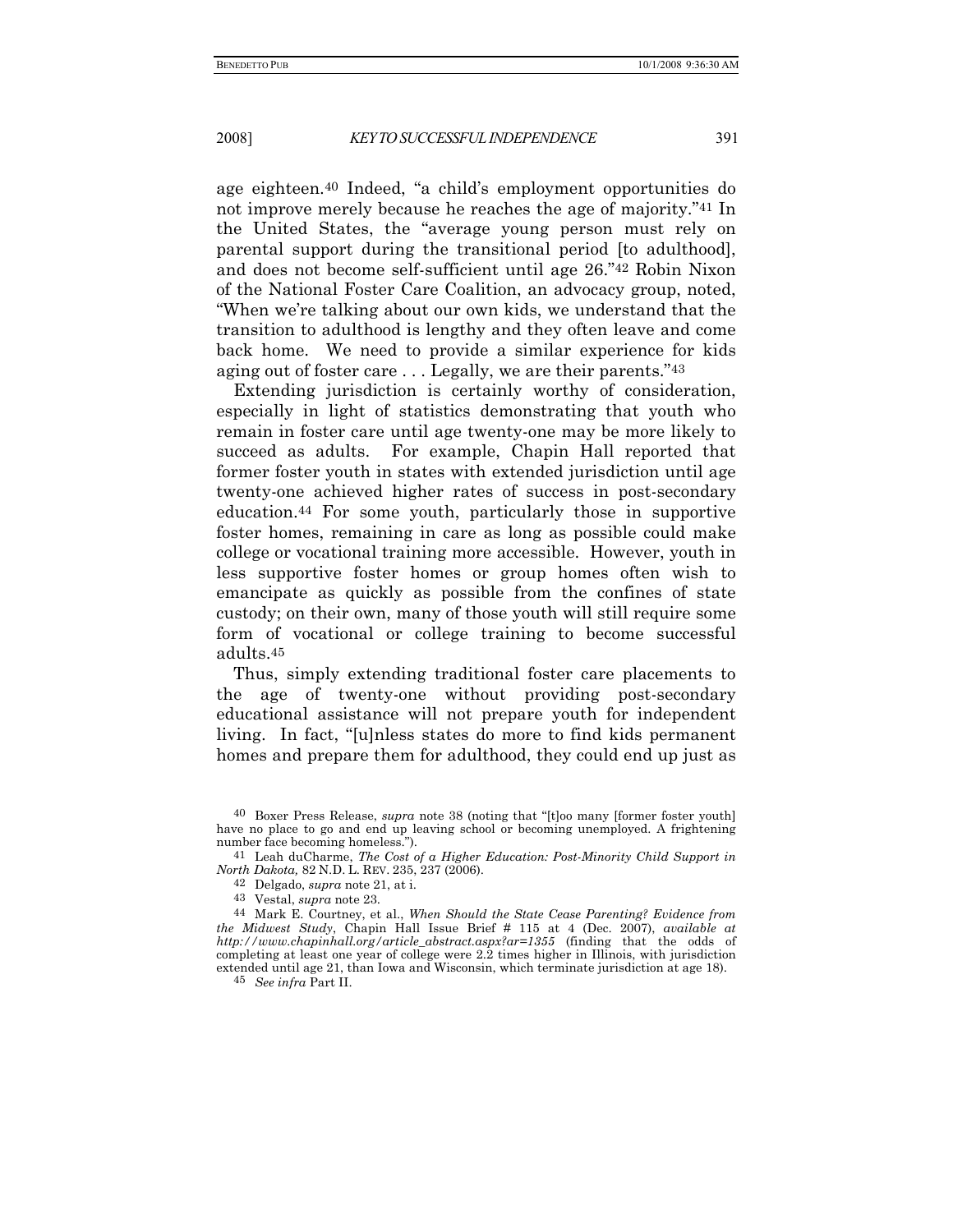age eighteen.[40] Indeed, "a child's employment opportunities do not improve merely because he reaches the age of majority."[41] In the United States, the "average young person must rely on parental support during the transitional period [to adulthood], and does not become self-sufficient until age 26."[42] Robin Nixon of the National Foster Care Coalition, an advocacy group, noted, "When we're talking about our own kids, we understand that the transition to adulthood is lengthy and they often leave and come back home. We need to provide a similar experience for kids aging out of foster care . . . Legally, we are their parents."[43]

Extending jurisdiction is certainly worthy of consideration, especially in light of statistics demonstrating that youth who remain in foster care until age twenty-one may be more likely to succeed as adults. For example, Chapin Hall reported that former foster youth in states with extended jurisdiction until age twenty-one achieved higher rates of success in post-secondary education.[44] For some youth, particularly those in supportive foster homes, remaining in care as long as possible could make college or vocational training more accessible. However, youth in less supportive foster homes or group homes often wish to emancipate as quickly as possible from the confines of state custody; on their own, many of those youth will still require some form of vocational or college training to become successful adults.[45]

Thus, simply extending traditional foster care placements to the age of twenty-one without providing post-secondary educational assistance will not prepare youth for independent living. In fact, "[u]nless states do more to find kids permanent homes and prepare them for adulthood, they could end up just as

---

[40] Boxer Press Release, *supra* note 38 (noting that "[t]oo many [former foster youth] have no place to go and end up leaving school or becoming unemployed. A frightening number face becoming homeless.").

[41] Leah duCharme, *The Cost of a Higher Education: Post-Minority Child Support in North Dakota*, 82 N.D. L. REV. 235, 237 (2006).

[42] Delgado, *supra* note 21, at i.

[43] Vestal, *supra* note 23.

[44] Mark E. Courtney, et al., *When Should the State Cease Parenting? Evidence from the Midwest Study*, Chapin Hall Issue Brief # 115 at 4 (Dec. 2007), *available at http://www.chapinhall.org/article_abstract.aspx?ar=1355* (finding that the odds of completing at least one year of college were 2.2 times higher in Illinois, with jurisdiction extended until age 21, than Iowa and Wisconsin, which terminate jurisdiction at age 18).

[45] *See infra* Part II.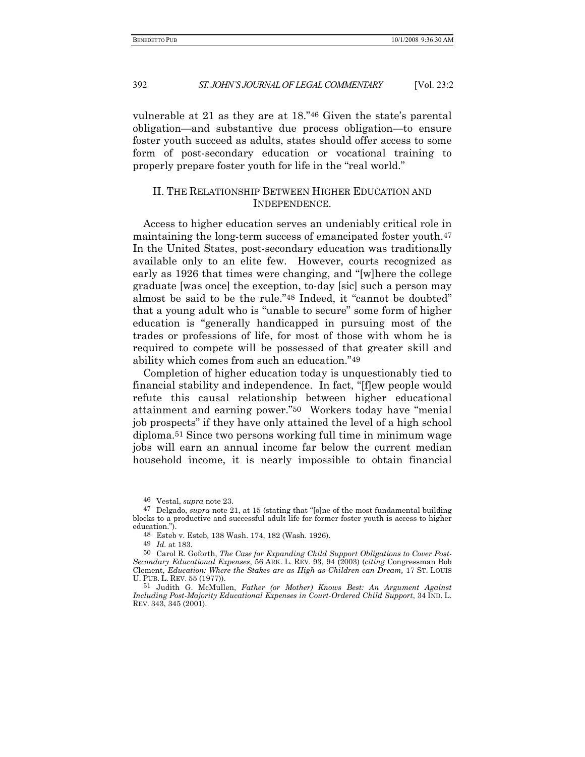vulnerable at 21 as they are at 18."[46] Given the state's parental obligation—and substantive due process obligation—to ensure foster youth succeed as adults, states should offer access to some form of post-secondary education or vocational training to properly prepare foster youth for life in the "real world."

## II. THE RELATIONSHIP BETWEEN HIGHER EDUCATION AND INDEPENDENCE.

Access to higher education serves an undeniably critical role in maintaining the long-term success of emancipated foster youth.[47] In the United States, post-secondary education was traditionally available only to an elite few. However, courts recognized as early as 1926 that times were changing, and "[w]here the college graduate [was once] the exception, to-day [sic] such a person may almost be said to be the rule."[48] Indeed, it "cannot be doubted" that a young adult who is "unable to secure" some form of higher education is "generally handicapped in pursuing most of the trades or professions of life, for most of those with whom he is required to compete will be possessed of that greater skill and ability which comes from such an education."[49]

Completion of higher education today is unquestionably tied to financial stability and independence. In fact, "[f]ew people would refute this causal relationship between higher educational attainment and earning power."[50] Workers today have "menial job prospects" if they have only attained the level of a high school diploma.[51] Since two persons working full time in minimum wage jobs will earn an annual income far below the current median household income, it is nearly impossible to obtain financial

---

[46] Vestal, *supra* note 23.

[47] Delgado, *supra* note 21, at 15 (stating that "[o]ne of the most fundamental building blocks to a productive and successful adult life for former foster youth is access to higher education.").

[48] Esteb v. Esteb, 138 Wash. 174, 182 (Wash. 1926).

[49] *Id.* at 183.

[50] Carol R. Goforth, *The Case for Expanding Child Support Obligations to Cover Post-Secondary Educational Expenses*, 56 ARK. L. REV. 93, 94 (2003) (*citing* Congressman Bob Clement, *Education: Where the Stakes are as High as Children can Dream,* 17 ST. LOUIS U. PUB. L. REV. 55 (1977)).

[51] Judith G. McMullen, *Father (or Mother) Knows Best: An Argument Against Including Post-Majority Educational Expenses in Court-Ordered Child Support*, 34 IND. L. REV. 343, 345 (2001).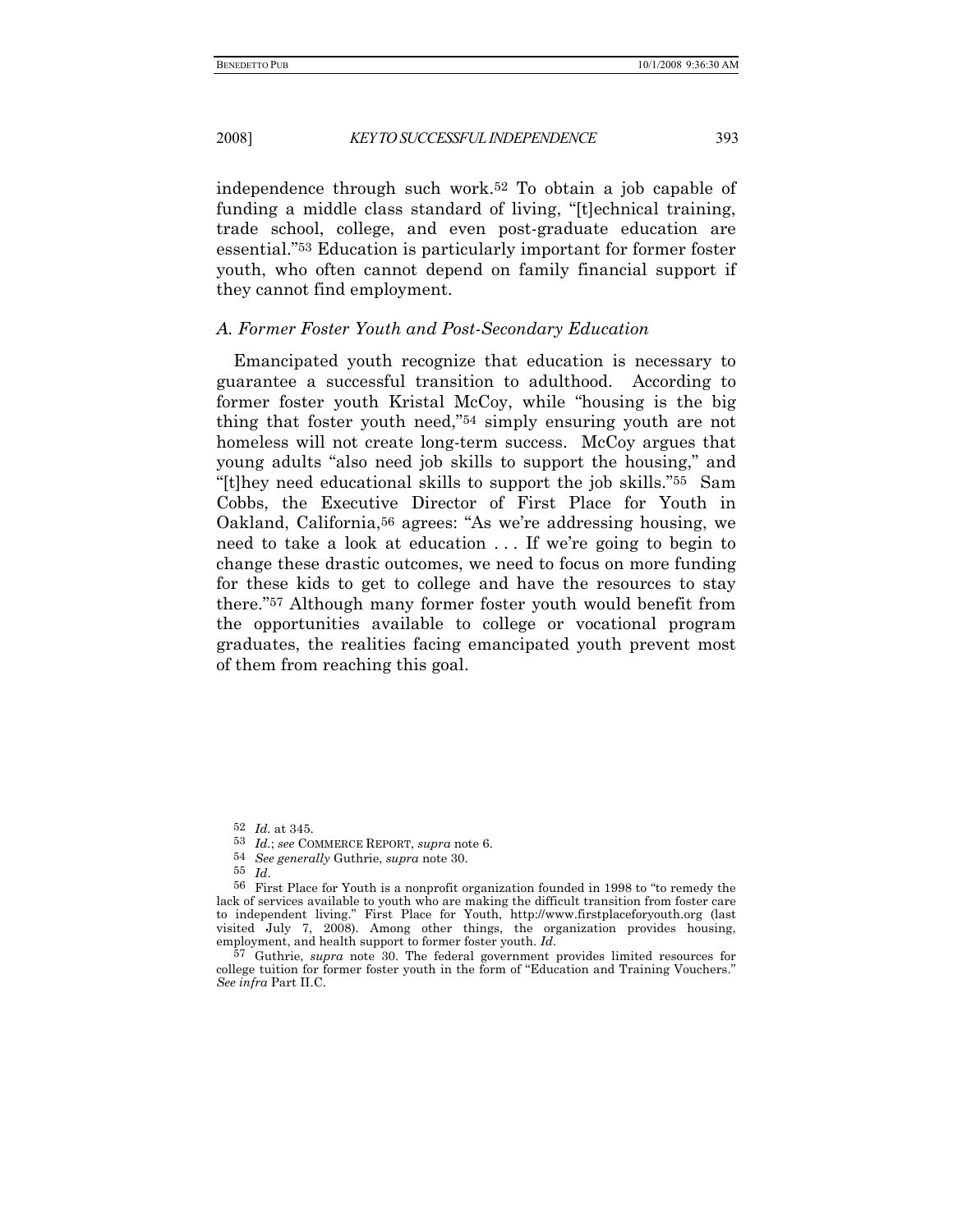independence through such work.[52] To obtain a job capable of funding a middle class standard of living, "[t]echnical training, trade school, college, and even post-graduate education are essential."[53] Education is particularly important for former foster youth, who often cannot depend on family financial support if they cannot find employment.

### *A. Former Foster Youth and Post-Secondary Education*

Emancipated youth recognize that education is necessary to guarantee a successful transition to adulthood. According to former foster youth Kristal McCoy, while "housing is the big thing that foster youth need,"[54] simply ensuring youth are not homeless will not create long-term success. McCoy argues that young adults "also need job skills to support the housing," and "[t]hey need educational skills to support the job skills."[55] Sam Cobbs, the Executive Director of First Place for Youth in Oakland, California,[56] agrees: "As we're addressing housing, we need to take a look at education . . . If we're going to begin to change these drastic outcomes, we need to focus on more funding for these kids to get to college and have the resources to stay there."[57] Although many former foster youth would benefit from the opportunities available to college or vocational program graduates, the realities facing emancipated youth prevent most of them from reaching this goal.

---

[52] *Id.* at 345.

[53] *Id.*; *see* COMMERCE REPORT, *supra* note 6.

[54] *See generally* Guthrie, *supra* note 30.

[55] *Id.*

[56] First Place for Youth is a nonprofit organization founded in 1998 to "to remedy the lack of services available to youth who are making the difficult transition from foster care to independent living." First Place for Youth, http://www.firstplaceforyouth.org (last visited July 7, 2008). Among other things, the organization provides housing, employment, and health support to former foster youth. *Id.*

[57] Guthrie, *supra* note 30. The federal government provides limited resources for college tuition for former foster youth in the form of "Education and Training Vouchers." *See infra* Part II.C.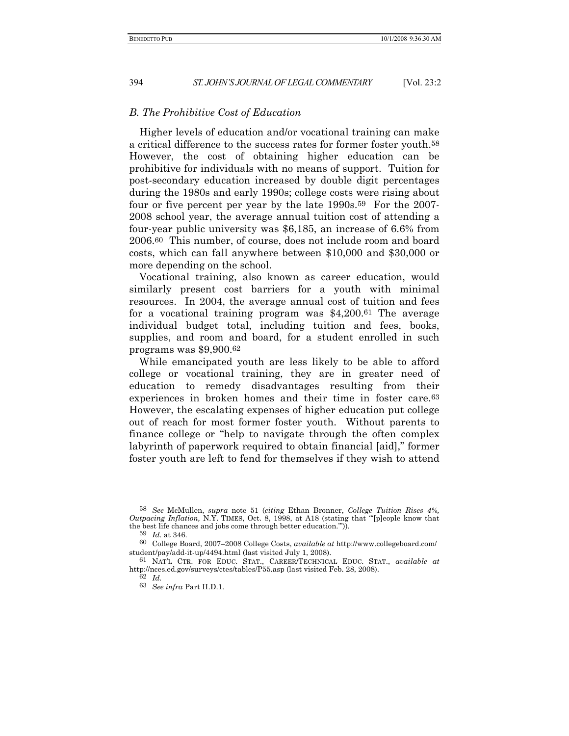### *B. The Prohibitive Cost of Education*

Higher levels of education and/or vocational training can make a critical difference to the success rates for former foster youth.[58] However, the cost of obtaining higher education can be prohibitive for individuals with no means of support. Tuition for post-secondary education increased by double digit percentages during the 1980s and early 1990s; college costs were rising about four or five percent per year by the late 1990s.[59] For the 2007-2008 school year, the average annual tuition cost of attending a four-year public university was $6,185, an increase of 6.6% from 2006.[60] This number, of course, does not include room and board costs, which can fall anywhere between $10,000 and $30,000 or more depending on the school.

Vocational training, also known as career education, would similarly present cost barriers for a youth with minimal resources. In 2004, the average annual cost of tuition and fees for a vocational training program was $4,200.[61] The average individual budget total, including tuition and fees, books, supplies, and room and board, for a student enrolled in such programs was $9,900.[62]

While emancipated youth are less likely to be able to afford college or vocational training, they are in greater need of education to remedy disadvantages resulting from their experiences in broken homes and their time in foster care.[63] However, the escalating expenses of higher education put college out of reach for most former foster youth. Without parents to finance college or "help to navigate through the often complex labyrinth of paperwork required to obtain financial [aid]," former foster youth are left to fend for themselves if they wish to attend

---

58 *See* McMullen, *supra* note 51 (*citing* Ethan Bronner, *College Tuition Rises 4%, Outpacing Inflation,* N.Y. TIMES, Oct. 8, 1998, at A18 (stating that "'[p]eople know that the best life chances and jobs come through better education.'")).

59 *Id.* at 346.

60 College Board, 2007–2008 College Costs, *available at* http://www.collegeboard.com/student/pay/add-it-up/4494.html (last visited July 1, 2008).

61 NAT'L CTR. FOR EDUC. STAT., CAREER/TECHNICAL EDUC. STAT., *available at* http://nces.ed.gov/surveys/ctes/tables/P55.asp (last visited Feb. 28, 2008).

62 *Id.*

63 *See infra* Part II.D.1.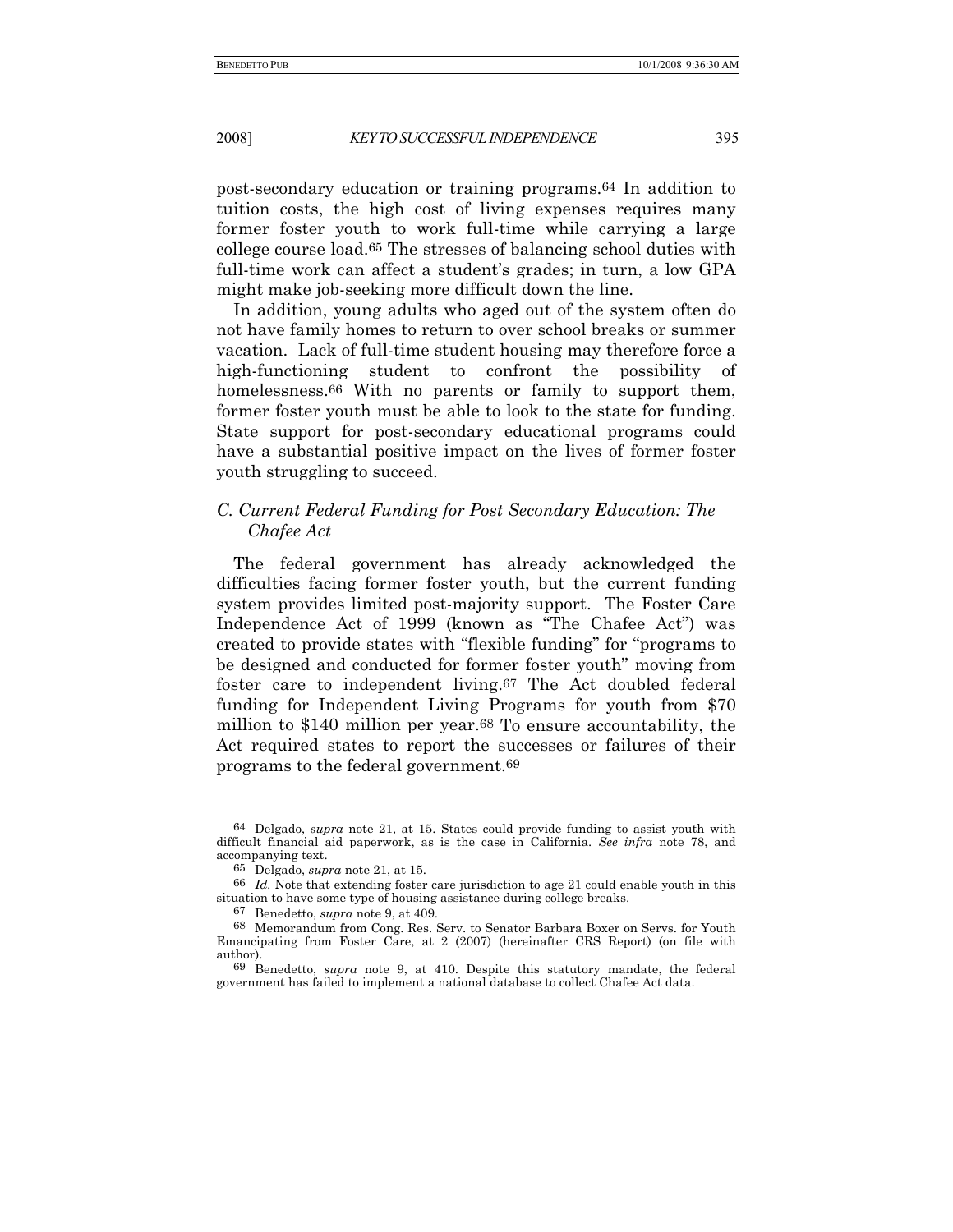post-secondary education or training programs.[64] In addition to tuition costs, the high cost of living expenses requires many former foster youth to work full-time while carrying a large college course load.[65] The stresses of balancing school duties with full-time work can affect a student's grades; in turn, a low GPA might make job-seeking more difficult down the line.

In addition, young adults who aged out of the system often do not have family homes to return to over school breaks or summer vacation. Lack of full-time student housing may therefore force a high-functioning student to confront the possibility of homelessness.[66] With no parents or family to support them, former foster youth must be able to look to the state for funding. State support for post-secondary educational programs could have a substantial positive impact on the lives of former foster youth struggling to succeed.

### *C. Current Federal Funding for Post Secondary Education: The Chafee Act*

The federal government has already acknowledged the difficulties facing former foster youth, but the current funding system provides limited post-majority support. The Foster Care Independence Act of 1999 (known as "The Chafee Act") was created to provide states with "flexible funding" for "programs to be designed and conducted for former foster youth" moving from foster care to independent living.[67] The Act doubled federal funding for Independent Living Programs for youth from $70 million to $140 million per year.[68] To ensure accountability, the Act required states to report the successes or failures of their programs to the federal government.[69]

---

[64] Delgado, *supra* note 21, at 15. States could provide funding to assist youth with difficult financial aid paperwork, as is the case in California. *See infra* note 78, and accompanying text.

[65] Delgado, *supra* note 21, at 15.

[66] *Id.* Note that extending foster care jurisdiction to age 21 could enable youth in this situation to have some type of housing assistance during college breaks.

[67] Benedetto, *supra* note 9, at 409.

[68] Memorandum from Cong. Res. Serv. to Senator Barbara Boxer on Servs. for Youth Emancipating from Foster Care, at 2 (2007) (hereinafter CRS Report) (on file with author).

[69] Benedetto, *supra* note 9, at 410. Despite this statutory mandate, the federal government has failed to implement a national database to collect Chafee Act data.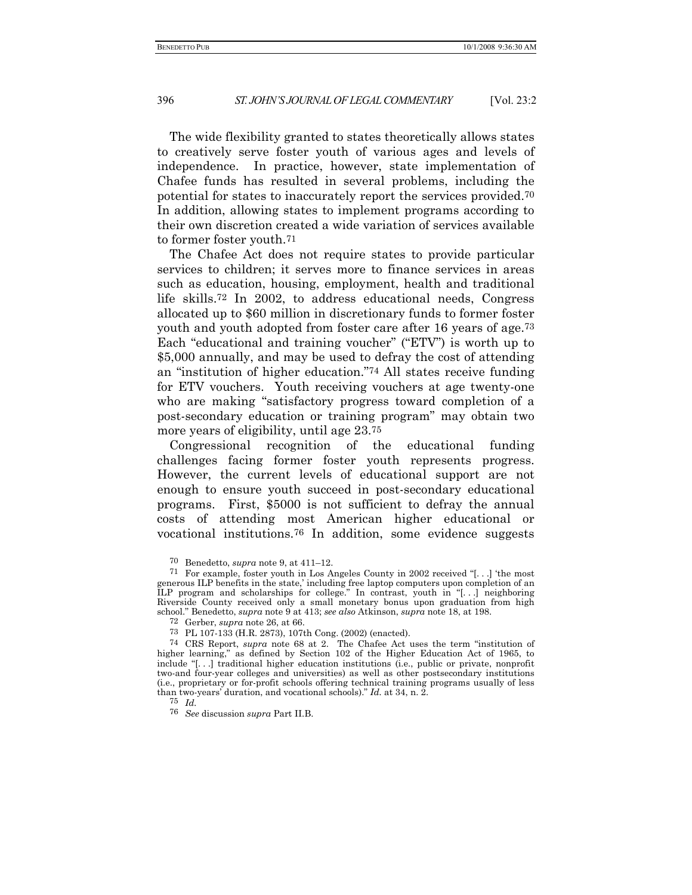The wide flexibility granted to states theoretically allows states to creatively serve foster youth of various ages and levels of independence. In practice, however, state implementation of Chafee funds has resulted in several problems, including the potential for states to inaccurately report the services provided.[70] In addition, allowing states to implement programs according to their own discretion created a wide variation of services available to former foster youth.[71]

The Chafee Act does not require states to provide particular services to children; it serves more to finance services in areas such as education, housing, employment, health and traditional life skills.[72] In 2002, to address educational needs, Congress allocated up to $60 million in discretionary funds to former foster youth and youth adopted from foster care after 16 years of age.[73] Each "educational and training voucher" ("ETV") is worth up to $5,000 annually, and may be used to defray the cost of attending an "institution of higher education."[74] All states receive funding for ETV vouchers. Youth receiving vouchers at age twenty-one who are making "satisfactory progress toward completion of a post-secondary education or training program" may obtain two more years of eligibility, until age 23.[75]

Congressional recognition of the educational funding challenges facing former foster youth represents progress. However, the current levels of educational support are not enough to ensure youth succeed in post-secondary educational programs. First, $5000 is not sufficient to defray the annual costs of attending most American higher educational or vocational institutions.[76] In addition, some evidence suggests

---

70 Benedetto, *supra* note 9, at 411–12.

71 For example, foster youth in Los Angeles County in 2002 received "[. . .] 'the most generous ILP benefits in the state,' including free laptop computers upon completion of an ILP program and scholarships for college." In contrast, youth in "[. . .] neighboring Riverside County received only a small monetary bonus upon graduation from high school." Benedetto, *supra* note 9 at 413; *see also* Atkinson, *supra* note 18, at 198.

72 Gerber, *supra* note 26, at 66.

73 PL 107-133 (H.R. 2873), 107th Cong. (2002) (enacted).

74 CRS Report, *supra* note 68 at 2. The Chafee Act uses the term "institution of higher learning," as defined by Section 102 of the Higher Education Act of 1965, to include "[. . .] traditional higher education institutions (i.e., public or private, nonprofit two-and four-year colleges and universities) as well as other postsecondary institutions (i.e., proprietary or for-profit schools offering technical training programs usually of less than two-years' duration, and vocational schools)." *Id.* at 34, n. 2.

75 *Id.*

76 *See* discussion *supra* Part II.B.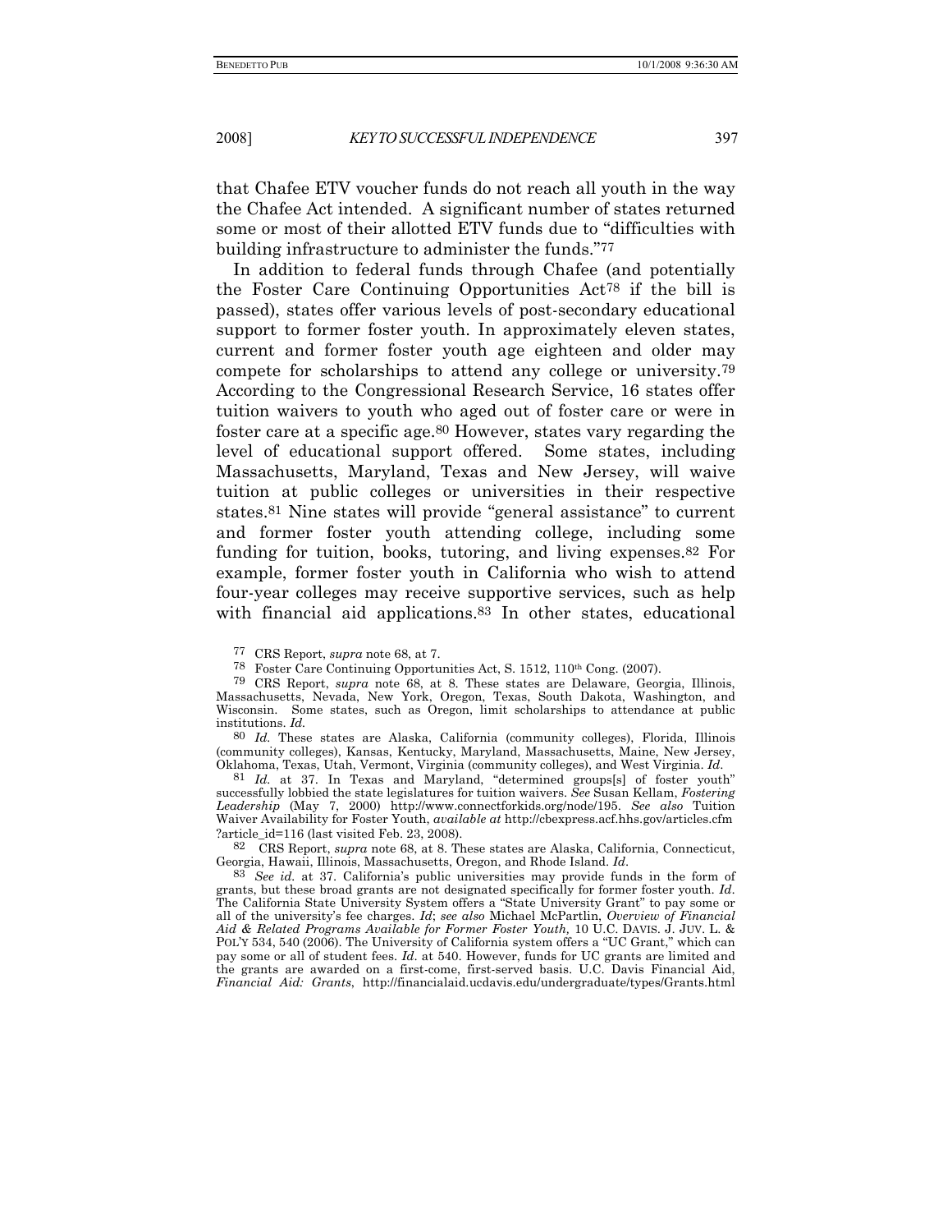that Chafee ETV voucher funds do not reach all youth in the way the Chafee Act intended. A significant number of states returned some or most of their allotted ETV funds due to "difficulties with building infrastructure to administer the funds."[77]

In addition to federal funds through Chafee (and potentially the Foster Care Continuing Opportunities Act[78] if the bill is passed), states offer various levels of post-secondary educational support to former foster youth. In approximately eleven states, current and former foster youth age eighteen and older may compete for scholarships to attend any college or university.[79] According to the Congressional Research Service, 16 states offer tuition waivers to youth who aged out of foster care or were in foster care at a specific age.[80] However, states vary regarding the level of educational support offered. Some states, including Massachusetts, Maryland, Texas and New Jersey, will waive tuition at public colleges or universities in their respective states.[81] Nine states will provide "general assistance" to current and former foster youth attending college, including some funding for tuition, books, tutoring, and living expenses.[82] For example, former foster youth in California who wish to attend four-year colleges may receive supportive services, such as help with financial aid applications.[83] In other states, educational

[77] CRS Report, *supra* note 68, at 7.

[78] Foster Care Continuing Opportunities Act, S. 1512, 110th Cong. (2007).

[79] CRS Report, *supra* note 68, at 8. These states are Delaware, Georgia, Illinois, Massachusetts, Nevada, New York, Oregon, Texas, South Dakota, Washington, and Wisconsin. Some states, such as Oregon, limit scholarships to attendance at public institutions. *Id.*

[80] *Id.* These states are Alaska, California (community colleges), Florida, Illinois (community colleges), Kansas, Kentucky, Maryland, Massachusetts, Maine, New Jersey, Oklahoma, Texas, Utah, Vermont, Virginia (community colleges), and West Virginia. *Id*.

[81] *Id.* at 37. In Texas and Maryland, "determined groups[s] of foster youth" successfully lobbied the state legislatures for tuition waivers. *See* Susan Kellam, *Fostering Leadership* (May 7, 2000) http://www.connectforkids.org/node/195. *See also* Tuition Waiver Availability for Foster Youth, *available at* http://cbexpress.acf.hhs.gov/articles.cfm?article_id=116 (last visited Feb. 23, 2008).

[82] CRS Report, *supra* note 68, at 8. These states are Alaska, California, Connecticut, Georgia, Hawaii, Illinois, Massachusetts, Oregon, and Rhode Island. *Id*.

[83] *See id.* at 37. California's public universities may provide funds in the form of grants, but these broad grants are not designated specifically for former foster youth. *Id*. The California State University System offers a "State University Grant" to pay some or all of the university's fee charges. *Id*; *see also* Michael McPartlin, *Overview of Financial Aid & Related Programs Available for Former Foster Youth*, 10 U.C. DAVIS. J. JUV. L. & POL'Y 534, 540 (2006). The University of California system offers a "UC Grant," which can pay some or all of student fees. *Id*. at 540. However, funds for UC grants are limited and the grants are awarded on a first-come, first-served basis. U.C. Davis Financial Aid, *Financial Aid: Grants*, http://financialaid.ucdavis.edu/undergraduate/types/Grants.html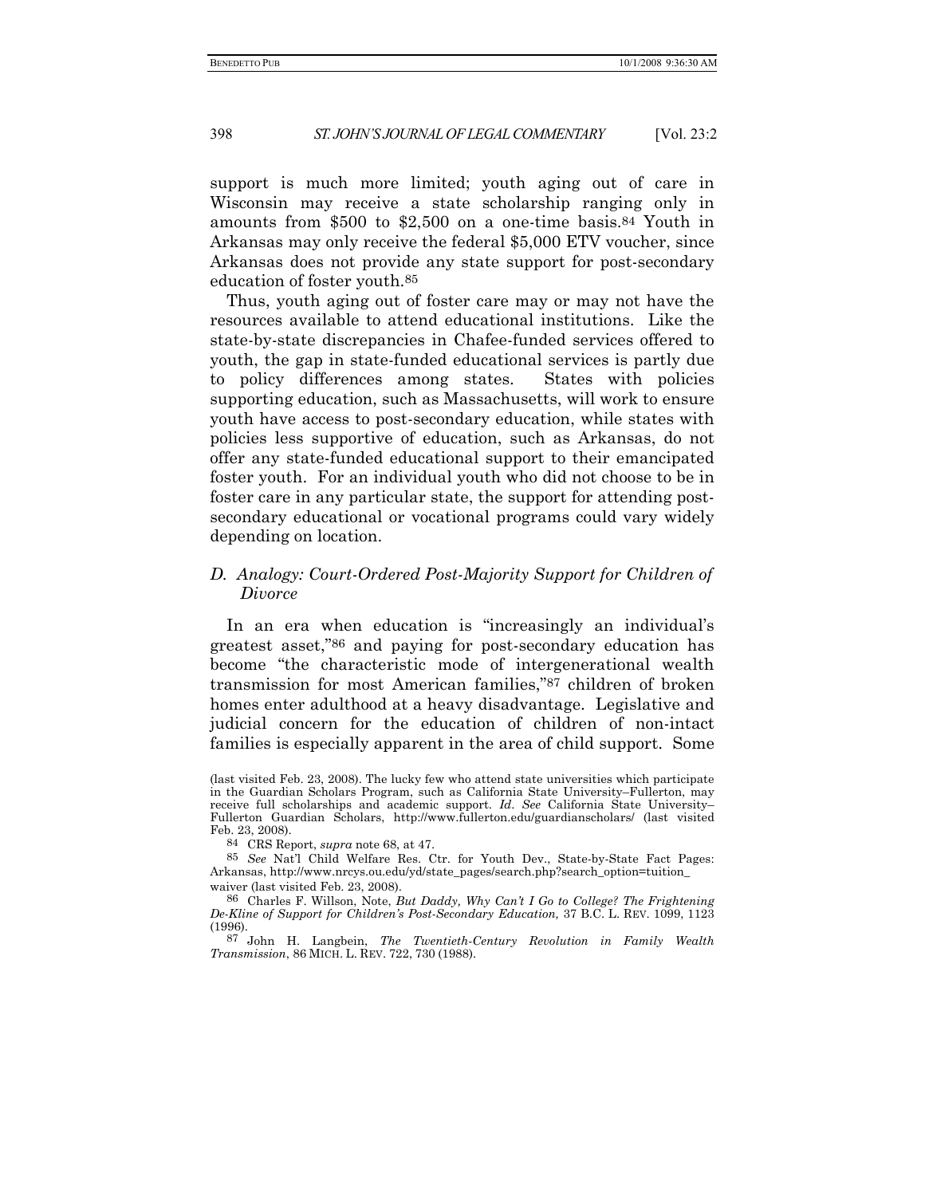support is much more limited; youth aging out of care in Wisconsin may receive a state scholarship ranging only in amounts from $500 to $2,500 on a one-time basis.[84] Youth in Arkansas may only receive the federal $5,000 ETV voucher, since Arkansas does not provide any state support for post-secondary education of foster youth.[85]

Thus, youth aging out of foster care may or may not have the resources available to attend educational institutions. Like the state-by-state discrepancies in Chafee-funded services offered to youth, the gap in state-funded educational services is partly due to policy differences among states. States with policies supporting education, such as Massachusetts, will work to ensure youth have access to post-secondary education, while states with policies less supportive of education, such as Arkansas, do not offer any state-funded educational support to their emancipated foster youth. For an individual youth who did not choose to be in foster care in any particular state, the support for attending post-secondary educational or vocational programs could vary widely depending on location.

### *D. Analogy: Court-Ordered Post-Majority Support for Children of Divorce*

In an era when education is "increasingly an individual's greatest asset,"[86] and paying for post-secondary education has become "the characteristic mode of intergenerational wealth transmission for most American families,"[87] children of broken homes enter adulthood at a heavy disadvantage. Legislative and judicial concern for the education of children of non-intact families is especially apparent in the area of child support. Some

(last visited Feb. 23, 2008). The lucky few who attend state universities which participate in the Guardian Scholars Program, such as California State University–Fullerton, may receive full scholarships and academic support. *Id. See* California State University–Fullerton Guardian Scholars, http://www.fullerton.edu/guardianscholars/ (last visited Feb. 23, 2008).

[84] CRS Report, *supra* note 68, at 47.

[85] *See* Nat'l Child Welfare Res. Ctr. for Youth Dev., State-by-State Fact Pages: Arkansas, http://www.nrcys.ou.edu/yd/state_pages/search.php?search_option=tuition_waiver (last visited Feb. 23, 2008).

[86] Charles F. Willson, Note, *But Daddy, Why Can't I Go to College? The Frightening De-Kline of Support for Children's Post-Secondary Education,* 37 B.C. L. REV. 1099, 1123 (1996).

[87] John H. Langbein, *The Twentieth-Century Revolution in Family Wealth Transmission*, 86 MICH. L. REV. 722, 730 (1988).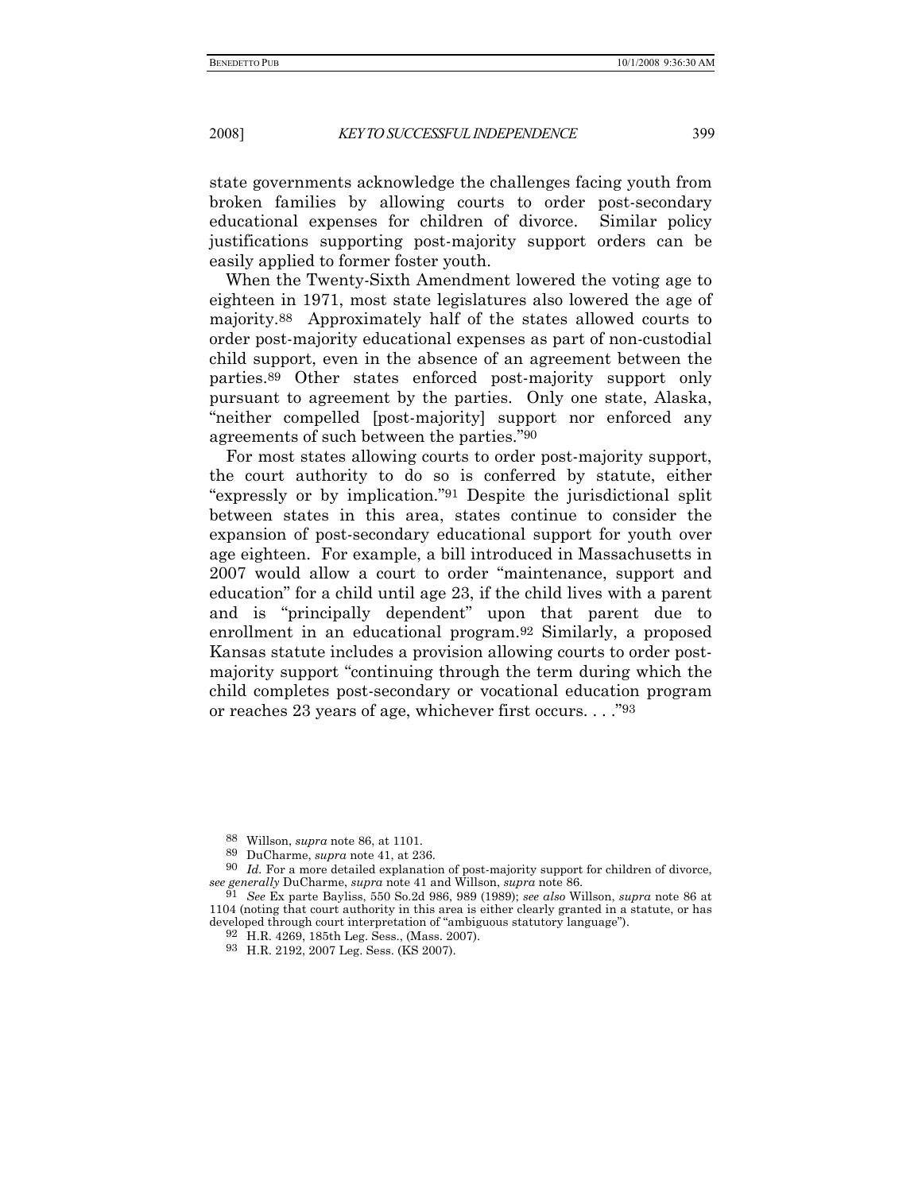state governments acknowledge the challenges facing youth from broken families by allowing courts to order post-secondary educational expenses for children of divorce. Similar policy justifications supporting post-majority support orders can be easily applied to former foster youth.

When the Twenty-Sixth Amendment lowered the voting age to eighteen in 1971, most state legislatures also lowered the age of majority.[88] Approximately half of the states allowed courts to order post-majority educational expenses as part of non-custodial child support, even in the absence of an agreement between the parties.[89] Other states enforced post-majority support only pursuant to agreement by the parties. Only one state, Alaska, "neither compelled [post-majority] support nor enforced any agreements of such between the parties."[90]

For most states allowing courts to order post-majority support, the court authority to do so is conferred by statute, either "expressly or by implication."[91] Despite the jurisdictional split between states in this area, states continue to consider the expansion of post-secondary educational support for youth over age eighteen. For example, a bill introduced in Massachusetts in 2007 would allow a court to order "maintenance, support and education" for a child until age 23, if the child lives with a parent and is "principally dependent" upon that parent due to enrollment in an educational program.[92] Similarly, a proposed Kansas statute includes a provision allowing courts to order post-majority support "continuing through the term during which the child completes post-secondary or vocational education program or reaches 23 years of age, whichever first occurs. . . ."[93]

---

[88] Willson, *supra* note 86, at 1101.

[89] DuCharme, *supra* note 41, at 236.

[90] *Id.* For a more detailed explanation of post-majority support for children of divorce, *see generally* DuCharme, *supra* note 41 and Willson, *supra* note 86.

[91] *See* Ex parte Bayliss, 550 So.2d 986, 989 (1989); *see also* Willson, *supra* note 86 at 1104 (noting that court authority in this area is either clearly granted in a statute, or has developed through court interpretation of "ambiguous statutory language").

[92] H.R. 4269, 185th Leg. Sess., (Mass. 2007).

[93] H.R. 2192, 2007 Leg. Sess. (KS 2007).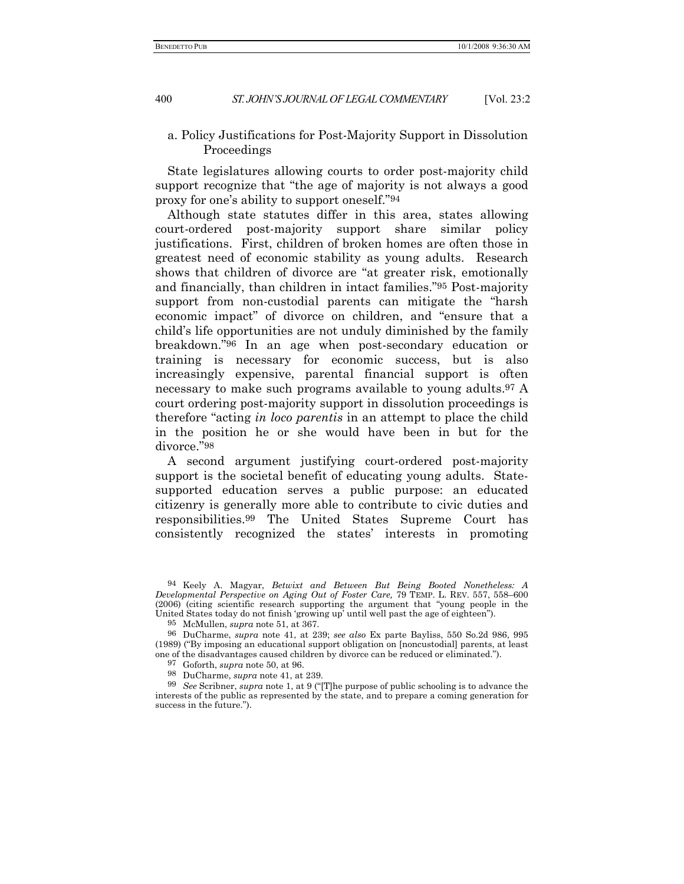a. Policy Justifications for Post-Majority Support in Dissolution Proceedings

State legislatures allowing courts to order post-majority child support recognize that "the age of majority is not always a good proxy for one's ability to support oneself."[94]

Although state statutes differ in this area, states allowing court-ordered post-majority support share similar policy justifications. First, children of broken homes are often those in greatest need of economic stability as young adults. Research shows that children of divorce are "at greater risk, emotionally and financially, than children in intact families."[95] Post-majority support from non-custodial parents can mitigate the "harsh economic impact" of divorce on children, and "ensure that a child's life opportunities are not unduly diminished by the family breakdown."[96] In an age when post-secondary education or training is necessary for economic success, but is also increasingly expensive, parental financial support is often necessary to make such programs available to young adults.[97] A court ordering post-majority support in dissolution proceedings is therefore "acting *in loco parentis* in an attempt to place the child in the position he or she would have been in but for the divorce."[98]

A second argument justifying court-ordered post-majority support is the societal benefit of educating young adults. State-supported education serves a public purpose: an educated citizenry is generally more able to contribute to civic duties and responsibilities.[99] The United States Supreme Court has consistently recognized the states' interests in promoting

---

94 Keely A. Magyar, *Betwixt and Between But Being Booted Nonetheless: A Developmental Perspective on Aging Out of Foster Care,* 79 TEMP. L. REV. 557, 558–600 (2006) (citing scientific research supporting the argument that "young people in the United States today do not finish 'growing up' until well past the age of eighteen").

95 McMullen, *supra* note 51, at 367.

96 DuCharme, *supra* note 41, at 239; *see also* Ex parte Bayliss, 550 So.2d 986, 995 (1989) ("By imposing an educational support obligation on [noncustodial] parents, at least one of the disadvantages caused children by divorce can be reduced or eliminated.").

97 Goforth, *supra* note 50, at 96.

98 DuCharme, *supra* note 41, at 239.

99 *See* Scribner, *supra* note 1, at 9 ("[T]he purpose of public schooling is to advance the interests of the public as represented by the state, and to prepare a coming generation for success in the future.").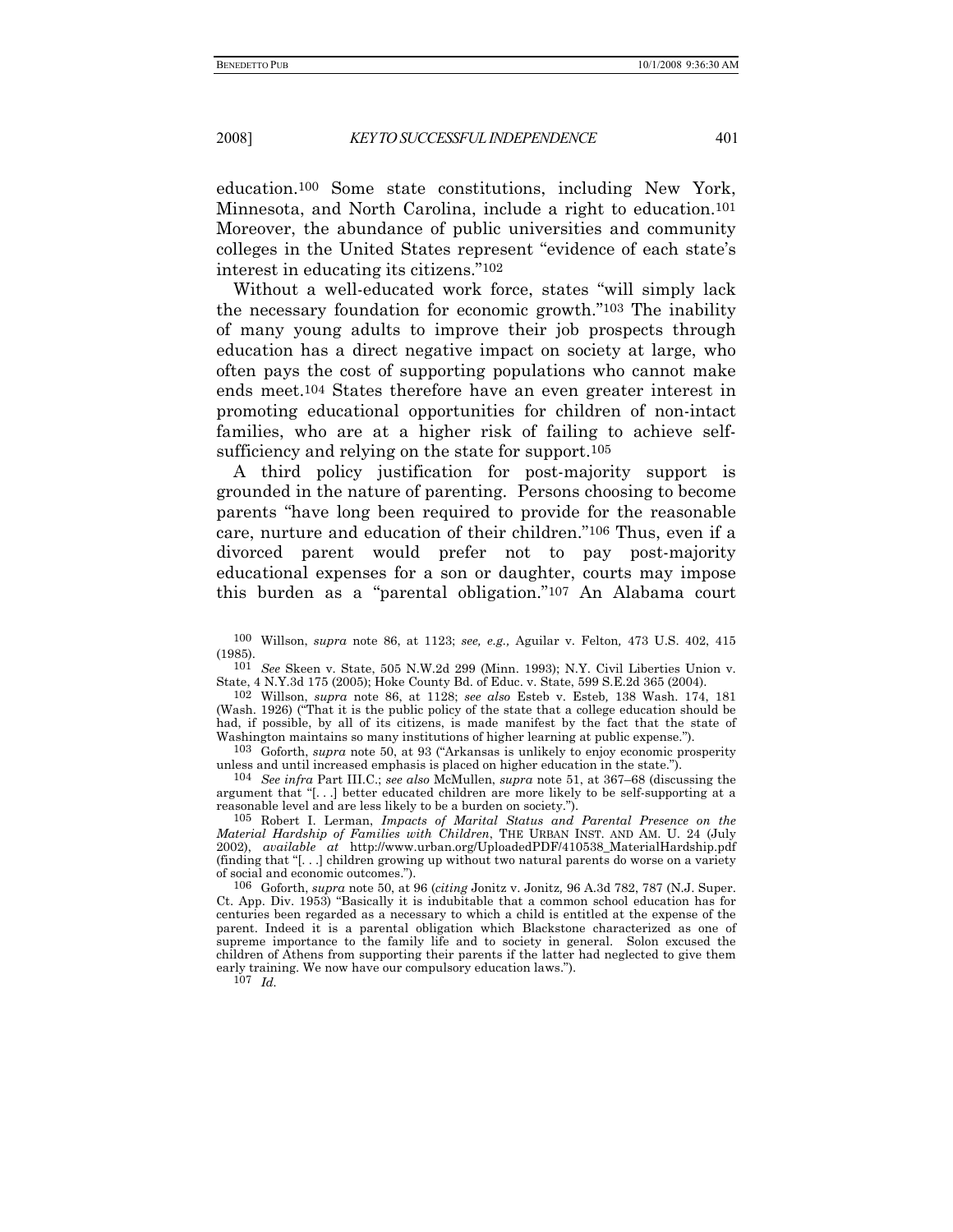education.[100] Some state constitutions, including New York, Minnesota, and North Carolina, include a right to education.[101] Moreover, the abundance of public universities and community colleges in the United States represent "evidence of each state's interest in educating its citizens."[102]

Without a well-educated work force, states "will simply lack the necessary foundation for economic growth."[103] The inability of many young adults to improve their job prospects through education has a direct negative impact on society at large, who often pays the cost of supporting populations who cannot make ends meet.[104] States therefore have an even greater interest in promoting educational opportunities for children of non-intact families, who are at a higher risk of failing to achieve self-sufficiency and relying on the state for support.[105]

A third policy justification for post-majority support is grounded in the nature of parenting. Persons choosing to become parents "have long been required to provide for the reasonable care, nurture and education of their children."[106] Thus, even if a divorced parent would prefer not to pay post-majority educational expenses for a son or daughter, courts may impose this burden as a "parental obligation."[107] An Alabama court

---

[100] Willson, *supra* note 86, at 1123; *see, e.g.,* Aguilar v. Felton, 473 U.S. 402, 415 (1985).

[101] *See* Skeen v. State, 505 N.W.2d 299 (Minn. 1993); N.Y. Civil Liberties Union v. State, 4 N.Y.3d 175 (2005); Hoke County Bd. of Educ. v. State, 599 S.E.2d 365 (2004).

[102] Willson, *supra* note 86, at 1128; *see also* Esteb v. Esteb, 138 Wash. 174, 181 (Wash. 1926) ("That it is the public policy of the state that a college education should be had, if possible, by all of its citizens, is made manifest by the fact that the state of Washington maintains so many institutions of higher learning at public expense.").

[103] Goforth, *supra* note 50, at 93 ("Arkansas is unlikely to enjoy economic prosperity unless and until increased emphasis is placed on higher education in the state.").

[104] *See infra* Part III.C.; *see also* McMullen, *supra* note 51, at 367–68 (discussing the argument that "[. . .] better educated children are more likely to be self-supporting at a reasonable level and are less likely to be a burden on society.").

[105] Robert I. Lerman, *Impacts of Marital Status and Parental Presence on the Material Hardship of Families with Children*, THE URBAN INST. AND AM. U. 24 (July 2002), *available at* http://www.urban.org/UploadedPDF/410538_MaterialHardship.pdf (finding that "[. . .] children growing up without two natural parents do worse on a variety of social and economic outcomes.").

[106] Goforth, *supra* note 50, at 96 (*citing* Jonitz v. Jonitz, 96 A.3d 782, 787 (N.J. Super. Ct. App. Div. 1953) "Basically it is indubitable that a common school education has for centuries been regarded as a necessary to which a child is entitled at the expense of the parent. Indeed it is a parental obligation which Blackstone characterized as one of supreme importance to the family life and to society in general. Solon excused the children of Athens from supporting their parents if the latter had neglected to give them early training. We now have our compulsory education laws.").

[107] *Id.*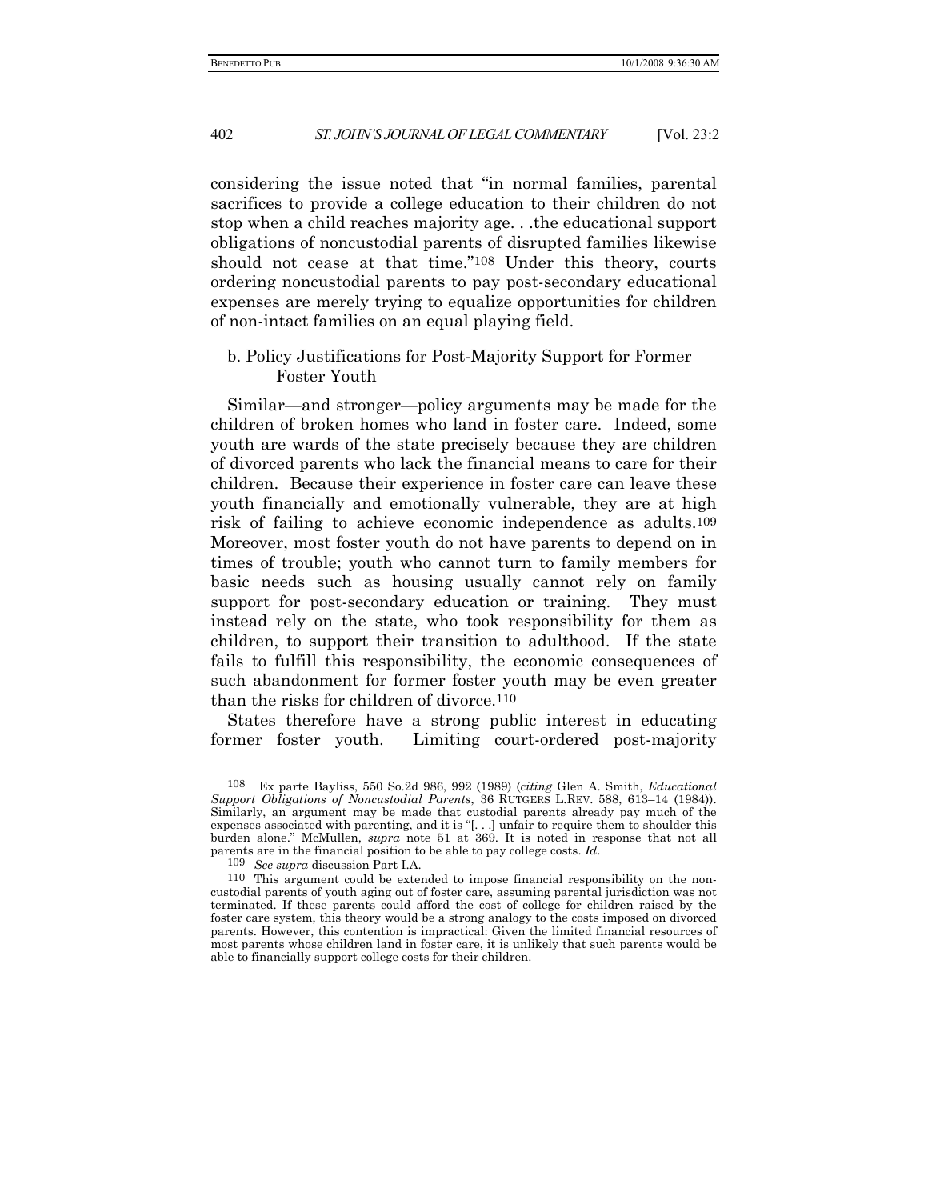considering the issue noted that "in normal families, parental sacrifices to provide a college education to their children do not stop when a child reaches majority age. . .the educational support obligations of noncustodial parents of disrupted families likewise should not cease at that time."[108] Under this theory, courts ordering noncustodial parents to pay post-secondary educational expenses are merely trying to equalize opportunities for children of non-intact families on an equal playing field.

### b. Policy Justifications for Post-Majority Support for Former Foster Youth

Similar—and stronger—policy arguments may be made for the children of broken homes who land in foster care. Indeed, some youth are wards of the state precisely because they are children of divorced parents who lack the financial means to care for their children. Because their experience in foster care can leave these youth financially and emotionally vulnerable, they are at high risk of failing to achieve economic independence as adults.[109] Moreover, most foster youth do not have parents to depend on in times of trouble; youth who cannot turn to family members for basic needs such as housing usually cannot rely on family support for post-secondary education or training. They must instead rely on the state, who took responsibility for them as children, to support their transition to adulthood. If the state fails to fulfill this responsibility, the economic consequences of such abandonment for former foster youth may be even greater than the risks for children of divorce.[110]

States therefore have a strong public interest in educating former foster youth. Limiting court-ordered post-majority

---

[108] Ex parte Bayliss, 550 So.2d 986, 992 (1989) (*citing* Glen A. Smith, *Educational Support Obligations of Noncustodial Parents*, 36 RUTGERS L.REV. 588, 613–14 (1984)). Similarly, an argument may be made that custodial parents already pay much of the expenses associated with parenting, and it is "[. . .] unfair to require them to shoulder this burden alone." McMullen, *supra* note 51 at 369. It is noted in response that not all parents are in the financial position to be able to pay college costs. *Id*.

[109] *See supra* discussion Part I.A.

[110] This argument could be extended to impose financial responsibility on the non-custodial parents of youth aging out of foster care, assuming parental jurisdiction was not terminated. If these parents could afford the cost of college for children raised by the foster care system, this theory would be a strong analogy to the costs imposed on divorced parents. However, this contention is impractical: Given the limited financial resources of most parents whose children land in foster care, it is unlikely that such parents would be able to financially support college costs for their children.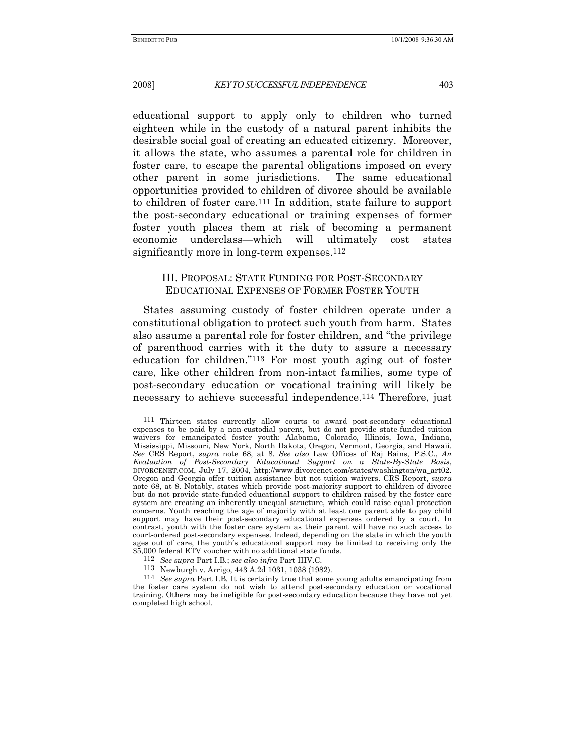educational support to apply only to children who turned eighteen while in the custody of a natural parent inhibits the desirable social goal of creating an educated citizenry. Moreover, it allows the state, who assumes a parental role for children in foster care, to escape the parental obligations imposed on every other parent in some jurisdictions. The same educational opportunities provided to children of divorce should be available to children of foster care.[111] In addition, state failure to support the post-secondary educational or training expenses of former foster youth places them at risk of becoming a permanent economic underclass—which will ultimately cost states significantly more in long-term expenses.[112]

## III. PROPOSAL: STATE FUNDING FOR POST-SECONDARY EDUCATIONAL EXPENSES OF FORMER FOSTER YOUTH

States assuming custody of foster children operate under a constitutional obligation to protect such youth from harm. States also assume a parental role for foster children, and "the privilege of parenthood carries with it the duty to assure a necessary education for children."[113] For most youth aging out of foster care, like other children from non-intact families, some type of post-secondary education or vocational training will likely be necessary to achieve successful independence.[114] Therefore, just

---

[111] Thirteen states currently allow courts to award post-secondary educational expenses to be paid by a non-custodial parent, but do not provide state-funded tuition waivers for emancipated foster youth: Alabama, Colorado, Illinois, Iowa, Indiana, Mississippi, Missouri, New York, North Dakota, Oregon, Vermont, Georgia, and Hawaii. *See* CRS Report, *supra* note 68, at 8. *See also* Law Offices of Raj Bains, P.S.C., *An Evaluation of Post-Secondary Educational Support on a State-By-State Basis*, DIVORCENET.COM, July 17, 2004, http://www.divorcenet.com/states/washington/wa_art02. Oregon and Georgia offer tuition assistance but not tuition waivers. CRS Report, *supra* note 68, at 8. Notably, states which provide post-majority support to children of divorce but do not provide state-funded educational support to children raised by the foster care system are creating an inherently unequal structure, which could raise equal protection concerns. Youth reaching the age of majority with at least one parent able to pay child support may have their post-secondary educational expenses ordered by a court. In contrast, youth with the foster care system as their parent will have no such access to court-ordered post-secondary expenses. Indeed, depending on the state in which the youth ages out of care, the youth's educational support may be limited to receiving only the $5,000 federal ETV voucher with no additional state funds.

[112] *See supra* Part I.B.; *see also infra* Part IIIV.C.

[113] Newburgh v. Arrigo, 443 A.2d 1031, 1038 (1982).

[114] *See supra* Part I.B. It is certainly true that some young adults emancipating from the foster care system do not wish to attend post-secondary education or vocational training. Others may be ineligible for post-secondary education because they have not yet completed high school.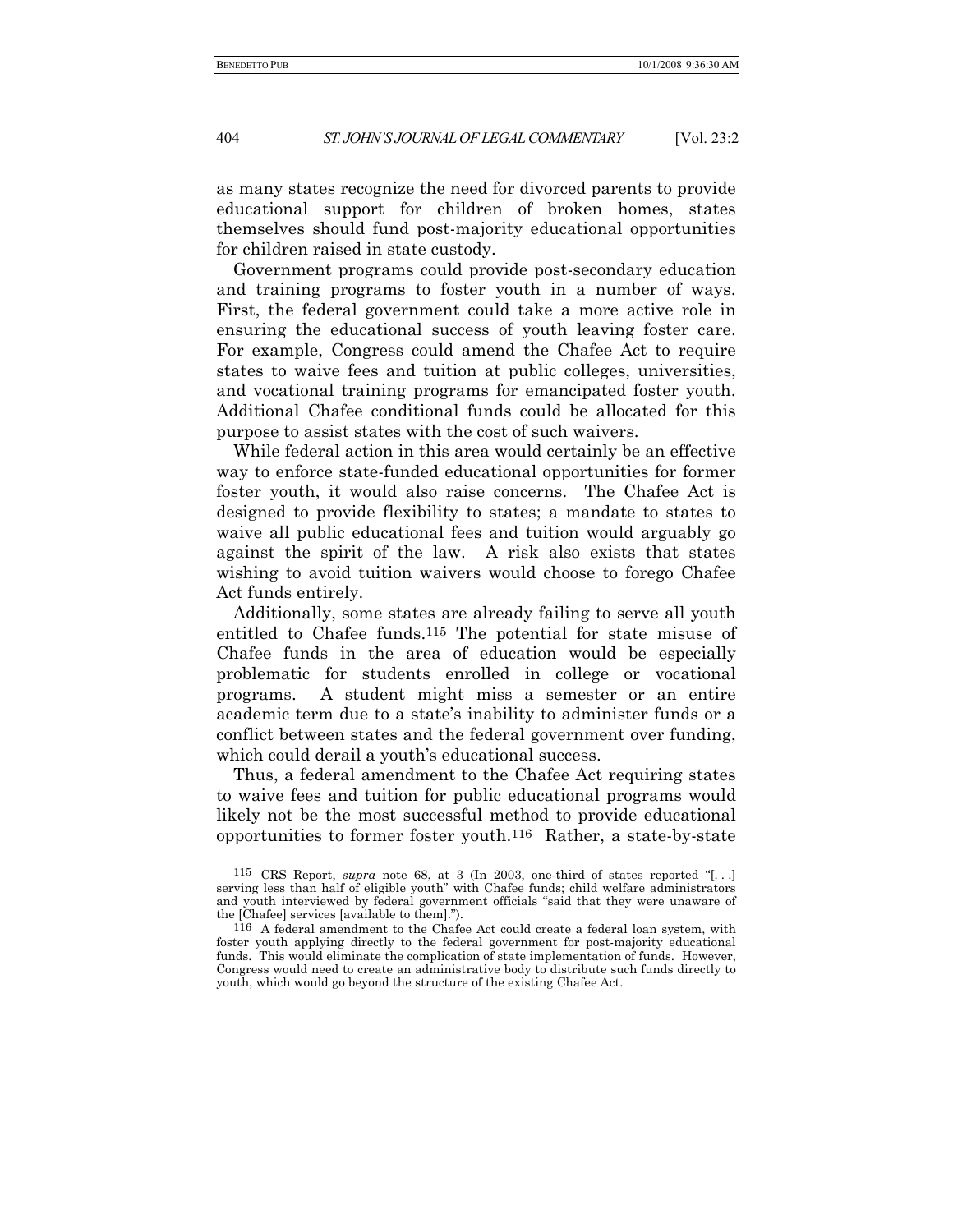as many states recognize the need for divorced parents to provide educational support for children of broken homes, states themselves should fund post-majority educational opportunities for children raised in state custody.

Government programs could provide post-secondary education and training programs to foster youth in a number of ways. First, the federal government could take a more active role in ensuring the educational success of youth leaving foster care. For example, Congress could amend the Chafee Act to require states to waive fees and tuition at public colleges, universities, and vocational training programs for emancipated foster youth. Additional Chafee conditional funds could be allocated for this purpose to assist states with the cost of such waivers.

While federal action in this area would certainly be an effective way to enforce state-funded educational opportunities for former foster youth, it would also raise concerns. The Chafee Act is designed to provide flexibility to states; a mandate to states to waive all public educational fees and tuition would arguably go against the spirit of the law. A risk also exists that states wishing to avoid tuition waivers would choose to forego Chafee Act funds entirely.

Additionally, some states are already failing to serve all youth entitled to Chafee funds.[115] The potential for state misuse of Chafee funds in the area of education would be especially problematic for students enrolled in college or vocational programs. A student might miss a semester or an entire academic term due to a state's inability to administer funds or a conflict between states and the federal government over funding, which could derail a youth's educational success.

Thus, a federal amendment to the Chafee Act requiring states to waive fees and tuition for public educational programs would likely not be the most successful method to provide educational opportunities to former foster youth.[116] Rather, a state-by-state

---

[115] CRS Report, *supra* note 68, at 3 (In 2003, one-third of states reported "[. . .] serving less than half of eligible youth" with Chafee funds; child welfare administrators and youth interviewed by federal government officials "said that they were unaware of the [Chafee] services [available to them].").

[116] A federal amendment to the Chafee Act could create a federal loan system, with foster youth applying directly to the federal government for post-majority educational funds. This would eliminate the complication of state implementation of funds. However, Congress would need to create an administrative body to distribute such funds directly to youth, which would go beyond the structure of the existing Chafee Act.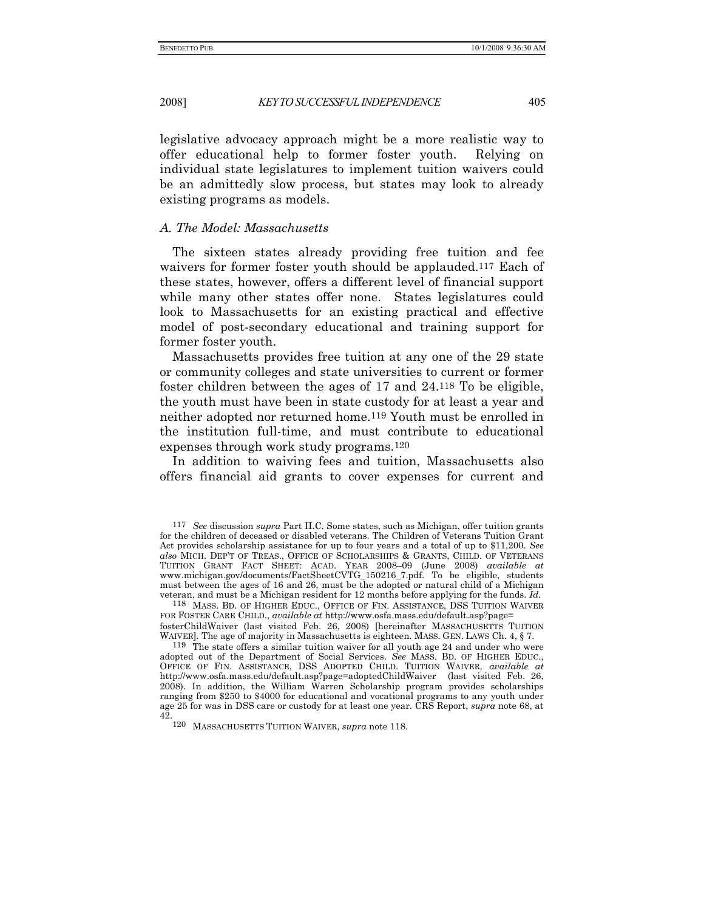legislative advocacy approach might be a more realistic way to offer educational help to former foster youth. Relying on individual state legislatures to implement tuition waivers could be an admittedly slow process, but states may look to already existing programs as models.

### *A. The Model: Massachusetts*

The sixteen states already providing free tuition and fee waivers for former foster youth should be applauded.[117] Each of these states, however, offers a different level of financial support while many other states offer none. States legislatures could look to Massachusetts for an existing practical and effective model of post-secondary educational and training support for former foster youth.

Massachusetts provides free tuition at any one of the 29 state or community colleges and state universities to current or former foster children between the ages of 17 and 24.[118] To be eligible, the youth must have been in state custody for at least a year and neither adopted nor returned home.[119] Youth must be enrolled in the institution full-time, and must contribute to educational expenses through work study programs.[120]

In addition to waiving fees and tuition, Massachusetts also offers financial aid grants to cover expenses for current and

---

117 *See* discussion *supra* Part II.C. Some states, such as Michigan, offer tuition grants for the children of deceased or disabled veterans. The Children of Veterans Tuition Grant Act provides scholarship assistance for up to four years and a total of up to $11,200. *See also* MICH. DEP'T OF TREAS., OFFICE OF SCHOLARSHIPS & GRANTS, CHILD. OF VETERANS TUITION GRANT FACT SHEET: ACAD. YEAR 2008–09 (June 2008) *available at* www.michigan.gov/documents/FactSheetCVTG_150216_7.pdf. To be eligible, students must between the ages of 16 and 26, must be the adopted or natural child of a Michigan veteran, and must be a Michigan resident for 12 months before applying for the funds. *Id.*

118 MASS. BD. OF HIGHER EDUC., OFFICE OF FIN. ASSISTANCE, DSS TUITION WAIVER FOR FOSTER CARE CHILD., *available at* http://www.osfa.mass.edu/default.asp?page=fosterChildWaiver (last visited Feb. 26, 2008) [hereinafter MASSACHUSETTS TUITION WAIVER]. The age of majority in Massachusetts is eighteen. MASS. GEN. LAWS Ch. 4, § 7.

119 The state offers a similar tuition waiver for all youth age 24 and under who were adopted out of the Department of Social Services. *See* MASS. BD. OF HIGHER EDUC., OFFICE OF FIN. ASSISTANCE, DSS ADOPTED CHILD. TUITION WAIVER, *available at* http://www.osfa.mass.edu/default.asp?page=adoptedChildWaiver (last visited Feb. 26, 2008). In addition, the William Warren Scholarship program provides scholarships ranging from $250 to $4000 for educational and vocational programs to any youth under age 25 for was in DSS care or custody for at least one year. CRS Report, *supra* note 68, at 42.

120 MASSACHUSETTS TUITION WAIVER, *supra* note 118.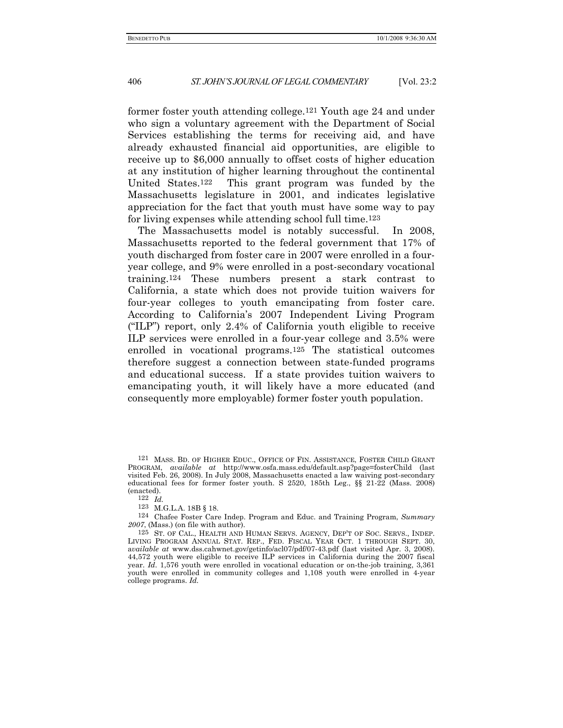former foster youth attending college.[121] Youth age 24 and under who sign a voluntary agreement with the Department of Social Services establishing the terms for receiving aid, and have already exhausted financial aid opportunities, are eligible to receive up to $6,000 annually to offset costs of higher education at any institution of higher learning throughout the continental United States.[122] This grant program was funded by the Massachusetts legislature in 2001, and indicates legislative appreciation for the fact that youth must have some way to pay for living expenses while attending school full time.[123]

The Massachusetts model is notably successful. In 2008, Massachusetts reported to the federal government that 17% of youth discharged from foster care in 2007 were enrolled in a four-year college, and 9% were enrolled in a post-secondary vocational training.[124] These numbers present a stark contrast to California, a state which does not provide tuition waivers for four-year colleges to youth emancipating from foster care. According to California's 2007 Independent Living Program ("ILP") report, only 2.4% of California youth eligible to receive ILP services were enrolled in a four-year college and 3.5% were enrolled in vocational programs.[125] The statistical outcomes therefore suggest a connection between state-funded programs and educational success. If a state provides tuition waivers to emancipating youth, it will likely have a more educated (and consequently more employable) former foster youth population.

---

[121] MASS. BD. OF HIGHER EDUC., OFFICE OF FIN. ASSISTANCE, FOSTER CHILD GRANT PROGRAM, *available at* http://www.osfa.mass.edu/default.asp?page=fosterChild (last visited Feb. 26, 2008). In July 2008, Massachusetts enacted a law waiving post-secondary educational fees for former foster youth. S 2520, 185th Leg., §§ 21-22 (Mass. 2008) (enacted).

[122] *Id.*

[123] M.G.L.A. 18B § 18.

[124] Chafee Foster Care Indep. Program and Educ. and Training Program, *Summary 2007*, (Mass.) (on file with author).

[125] ST. OF CAL., HEALTH AND HUMAN SERVS. AGENCY, DEP'T OF SOC. SERVS., INDEP. LIVING PROGRAM ANNUAL STAT. REP., FED. FISCAL YEAR OCT. 1 THROUGH SEPT. 30, *available at* www.dss.cahwnet.gov/getinfo/acl07/pdf/07-43.pdf (last visited Apr. 3, 2008). 44,572 youth were eligible to receive ILP services in California during the 2007 fiscal year. *Id.* 1,576 youth were enrolled in vocational education or on-the-job training, 3,361 youth were enrolled in community colleges and 1,108 youth were enrolled in 4-year college programs. *Id.*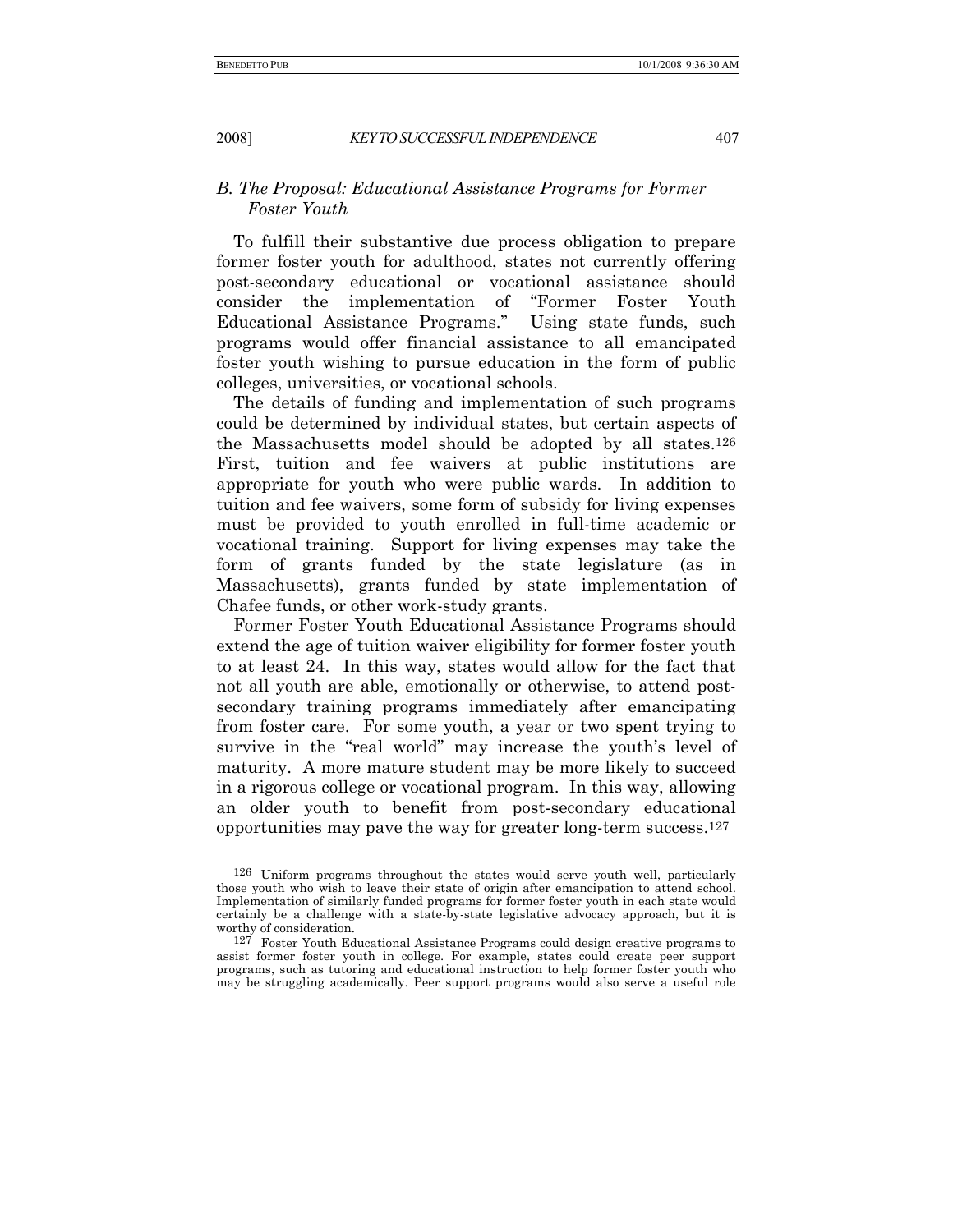### *B. The Proposal: Educational Assistance Programs for Former Foster Youth*

To fulfill their substantive due process obligation to prepare former foster youth for adulthood, states not currently offering post-secondary educational or vocational assistance should consider the implementation of "Former Foster Youth Educational Assistance Programs." Using state funds, such programs would offer financial assistance to all emancipated foster youth wishing to pursue education in the form of public colleges, universities, or vocational schools.

The details of funding and implementation of such programs could be determined by individual states, but certain aspects of the Massachusetts model should be adopted by all states.[126] First, tuition and fee waivers at public institutions are appropriate for youth who were public wards. In addition to tuition and fee waivers, some form of subsidy for living expenses must be provided to youth enrolled in full-time academic or vocational training. Support for living expenses may take the form of grants funded by the state legislature (as in Massachusetts), grants funded by state implementation of Chafee funds, or other work-study grants.

Former Foster Youth Educational Assistance Programs should extend the age of tuition waiver eligibility for former foster youth to at least 24. In this way, states would allow for the fact that not all youth are able, emotionally or otherwise, to attend post-secondary training programs immediately after emancipating from foster care. For some youth, a year or two spent trying to survive in the "real world" may increase the youth's level of maturity. A more mature student may be more likely to succeed in a rigorous college or vocational program. In this way, allowing an older youth to benefit from post-secondary educational opportunities may pave the way for greater long-term success.[127]

[126] Uniform programs throughout the states would serve youth well, particularly those youth who wish to leave their state of origin after emancipation to attend school. Implementation of similarly funded programs for former foster youth in each state would certainly be a challenge with a state-by-state legislative advocacy approach, but it is worthy of consideration.

[127] Foster Youth Educational Assistance Programs could design creative programs to assist former foster youth in college. For example, states could create peer support programs, such as tutoring and educational instruction to help former foster youth who may be struggling academically. Peer support programs would also serve a useful role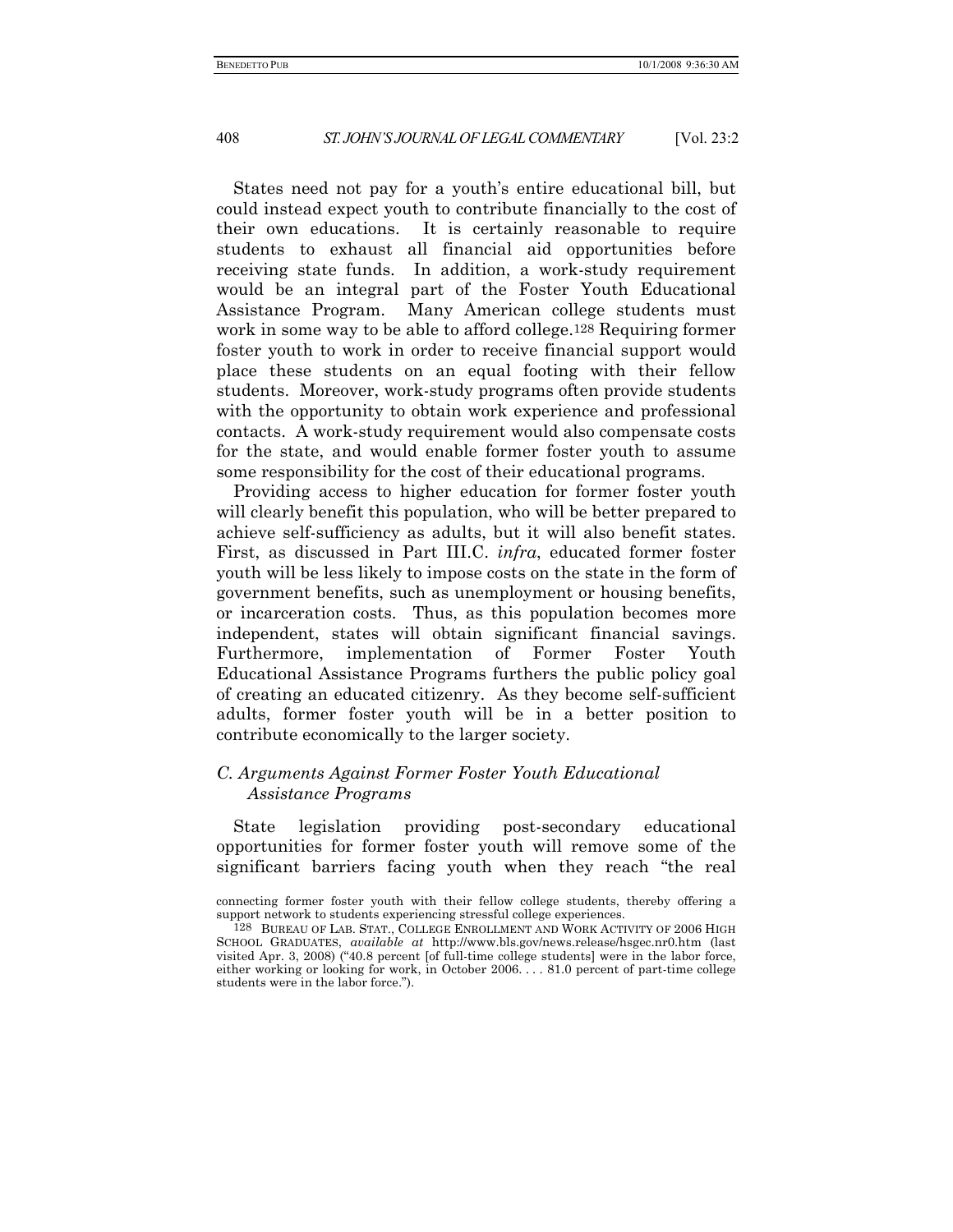States need not pay for a youth's entire educational bill, but could instead expect youth to contribute financially to the cost of their own educations. It is certainly reasonable to require students to exhaust all financial aid opportunities before receiving state funds. In addition, a work-study requirement would be an integral part of the Foster Youth Educational Assistance Program. Many American college students must work in some way to be able to afford college.[128] Requiring former foster youth to work in order to receive financial support would place these students on an equal footing with their fellow students. Moreover, work-study programs often provide students with the opportunity to obtain work experience and professional contacts. A work-study requirement would also compensate costs for the state, and would enable former foster youth to assume some responsibility for the cost of their educational programs.

Providing access to higher education for former foster youth will clearly benefit this population, who will be better prepared to achieve self-sufficiency as adults, but it will also benefit states. First, as discussed in Part III.C. *infra*, educated former foster youth will be less likely to impose costs on the state in the form of government benefits, such as unemployment or housing benefits, or incarceration costs. Thus, as this population becomes more independent, states will obtain significant financial savings. Furthermore, implementation of Former Foster Youth Educational Assistance Programs furthers the public policy goal of creating an educated citizenry. As they become self-sufficient adults, former foster youth will be in a better position to contribute economically to the larger society.

### *C. Arguments Against Former Foster Youth Educational Assistance Programs*

State legislation providing post-secondary educational opportunities for former foster youth will remove some of the significant barriers facing youth when they reach "the real

---

connecting former foster youth with their fellow college students, thereby offering a support network to students experiencing stressful college experiences.

128 BUREAU OF LAB. STAT., COLLEGE ENROLLMENT AND WORK ACTIVITY OF 2006 HIGH SCHOOL GRADUATES, *available at* http://www.bls.gov/news.release/hsgec.nr0.htm (last visited Apr. 3, 2008) ("40.8 percent [of full-time college students] were in the labor force, either working or looking for work, in October 2006. . . . 81.0 percent of part-time college students were in the labor force.").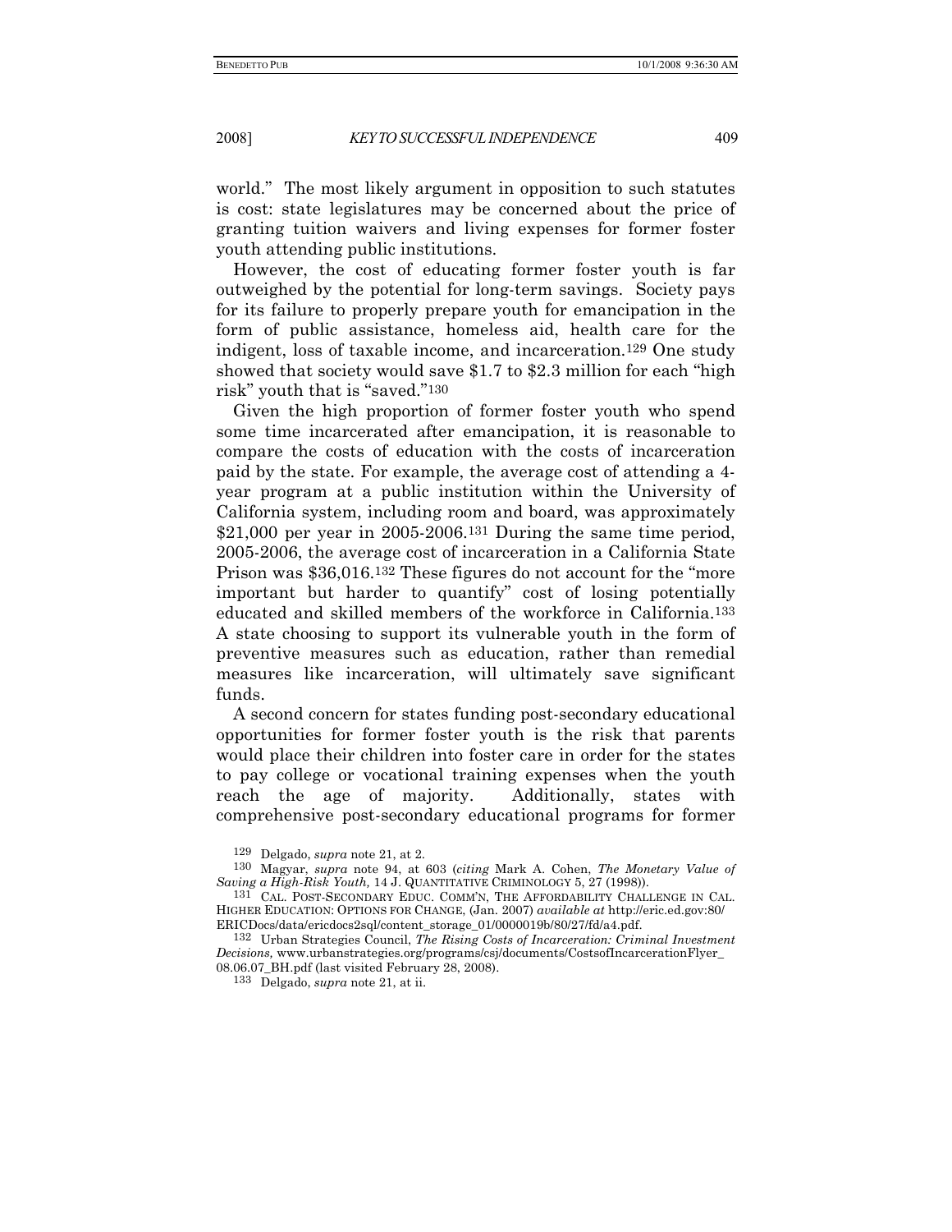world." The most likely argument in opposition to such statutes is cost: state legislatures may be concerned about the price of granting tuition waivers and living expenses for former foster youth attending public institutions.

However, the cost of educating former foster youth is far outweighed by the potential for long-term savings. Society pays for its failure to properly prepare youth for emancipation in the form of public assistance, homeless aid, health care for the indigent, loss of taxable income, and incarceration.[129] One study showed that society would save $1.7 to $2.3 million for each "high risk" youth that is "saved."[130]

Given the high proportion of former foster youth who spend some time incarcerated after emancipation, it is reasonable to compare the costs of education with the costs of incarceration paid by the state. For example, the average cost of attending a 4-year program at a public institution within the University of California system, including room and board, was approximately $21,000 per year in 2005-2006.[131] During the same time period, 2005-2006, the average cost of incarceration in a California State Prison was $36,016.[132] These figures do not account for the "more important but harder to quantify" cost of losing potentially educated and skilled members of the workforce in California.[133] A state choosing to support its vulnerable youth in the form of preventive measures such as education, rather than remedial measures like incarceration, will ultimately save significant funds.

A second concern for states funding post-secondary educational opportunities for former foster youth is the risk that parents would place their children into foster care in order for the states to pay college or vocational training expenses when the youth reach the age of majority. Additionally, states with comprehensive post-secondary educational programs for former

---

[129] Delgado, *supra* note 21, at 2.

[130] Magyar, *supra* note 94, at 603 (*citing* Mark A. Cohen, *The Monetary Value of Saving a High-Risk Youth,* 14 J. QUANTITATIVE CRIMINOLOGY 5, 27 (1998)).

[131] CAL. POST-SECONDARY EDUC. COMM'N, THE AFFORDABILITY CHALLENGE IN CAL. HIGHER EDUCATION: OPTIONS FOR CHANGE, (Jan. 2007) *available at* http://eric.ed.gov:80/ERICDocs/data/ericdocs2sql/content_storage_01/0000019b/80/27/fd/a4.pdf.

[132] Urban Strategies Council, *The Rising Costs of Incarceration: Criminal Investment Decisions,* www.urbanstrategies.org/programs/csj/documents/CostsofIncarcerationFlyer_08.06.07_BH.pdf (last visited February 28, 2008).

[133] Delgado, *supra* note 21, at ii.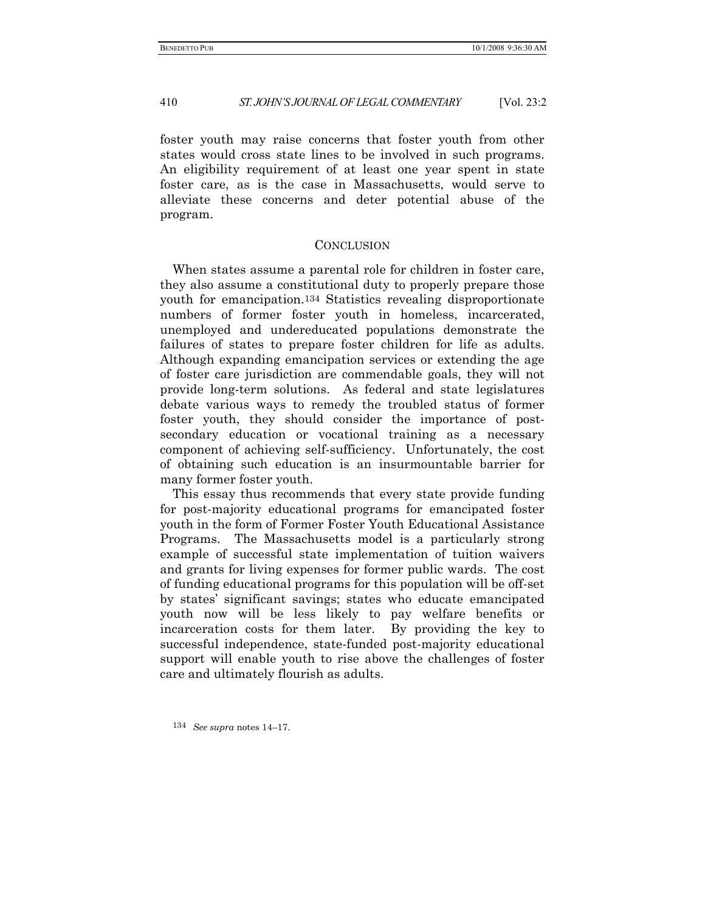foster youth may raise concerns that foster youth from other states would cross state lines to be involved in such programs. An eligibility requirement of at least one year spent in state foster care, as is the case in Massachusetts, would serve to alleviate these concerns and deter potential abuse of the program.

## CONCLUSION

When states assume a parental role for children in foster care, they also assume a constitutional duty to properly prepare those youth for emancipation.[134] Statistics revealing disproportionate numbers of former foster youth in homeless, incarcerated, unemployed and undereducated populations demonstrate the failures of states to prepare foster children for life as adults. Although expanding emancipation services or extending the age of foster care jurisdiction are commendable goals, they will not provide long-term solutions. As federal and state legislatures debate various ways to remedy the troubled status of former foster youth, they should consider the importance of post-secondary education or vocational training as a necessary component of achieving self-sufficiency. Unfortunately, the cost of obtaining such education is an insurmountable barrier for many former foster youth.

This essay thus recommends that every state provide funding for post-majority educational programs for emancipated foster youth in the form of Former Foster Youth Educational Assistance Programs. The Massachusetts model is a particularly strong example of successful state implementation of tuition waivers and grants for living expenses for former public wards. The cost of funding educational programs for this population will be off-set by states' significant savings; states who educate emancipated youth now will be less likely to pay welfare benefits or incarceration costs for them later. By providing the key to successful independence, state-funded post-majority educational support will enable youth to rise above the challenges of foster care and ultimately flourish as adults.

[134] *See supra* notes 14–17.